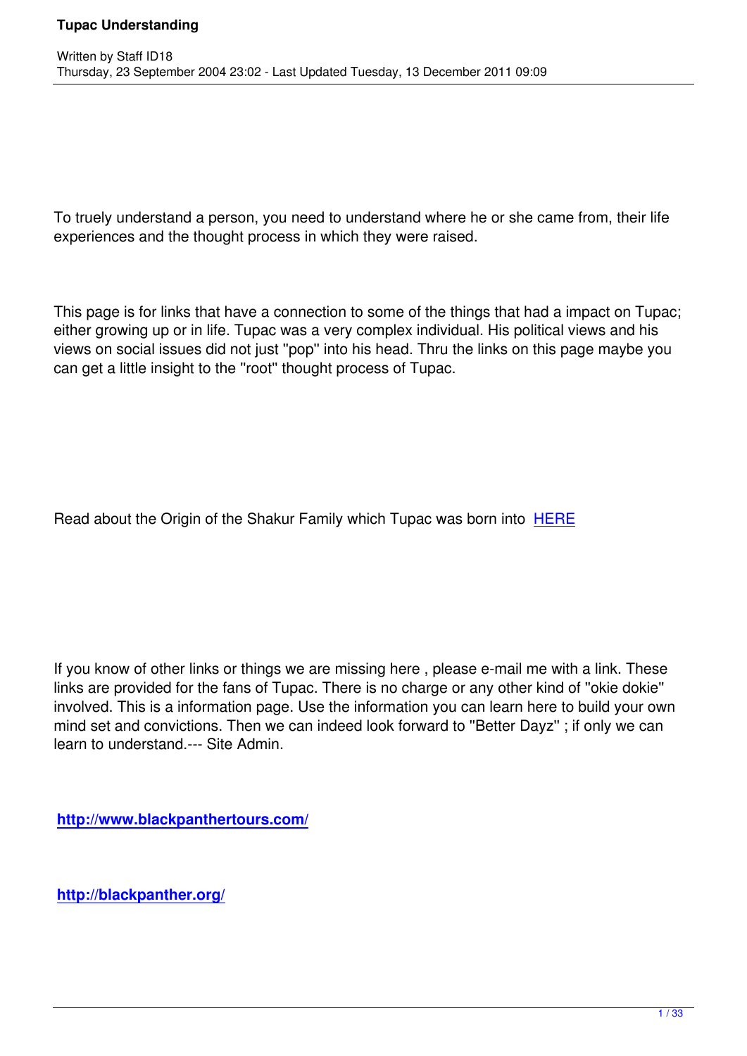To truely understand a person, you need to understand where he or she came from, their life experiences and the thought process in which they were raised.

This page is for links that have a connection to some of the things that had a impact on Tupac; either growing up or in life. Tupac was a very complex individual. His political views and his views on social issues did not just "pop" into his head. Thru the links on this page maybe you can get a little insight to the "root" thought process of Tupac.

Read about the Origin of the Shakur Family which Tupac was born into HERE

If you know of other links or things we are missing here , please e-mail me with a link. These links are provided for the fans of Tupac. There is no charge or any other kind of "okie dokie" involved. This is a information page. Use the information you can learn here to build your own mind set and convictions. Then we can indeed look forward to "Better Dayz" ; if only we can learn to understand.--- Site Admin.

**http://www.blackpanthertours.com/**

**http://blackpanther.org/**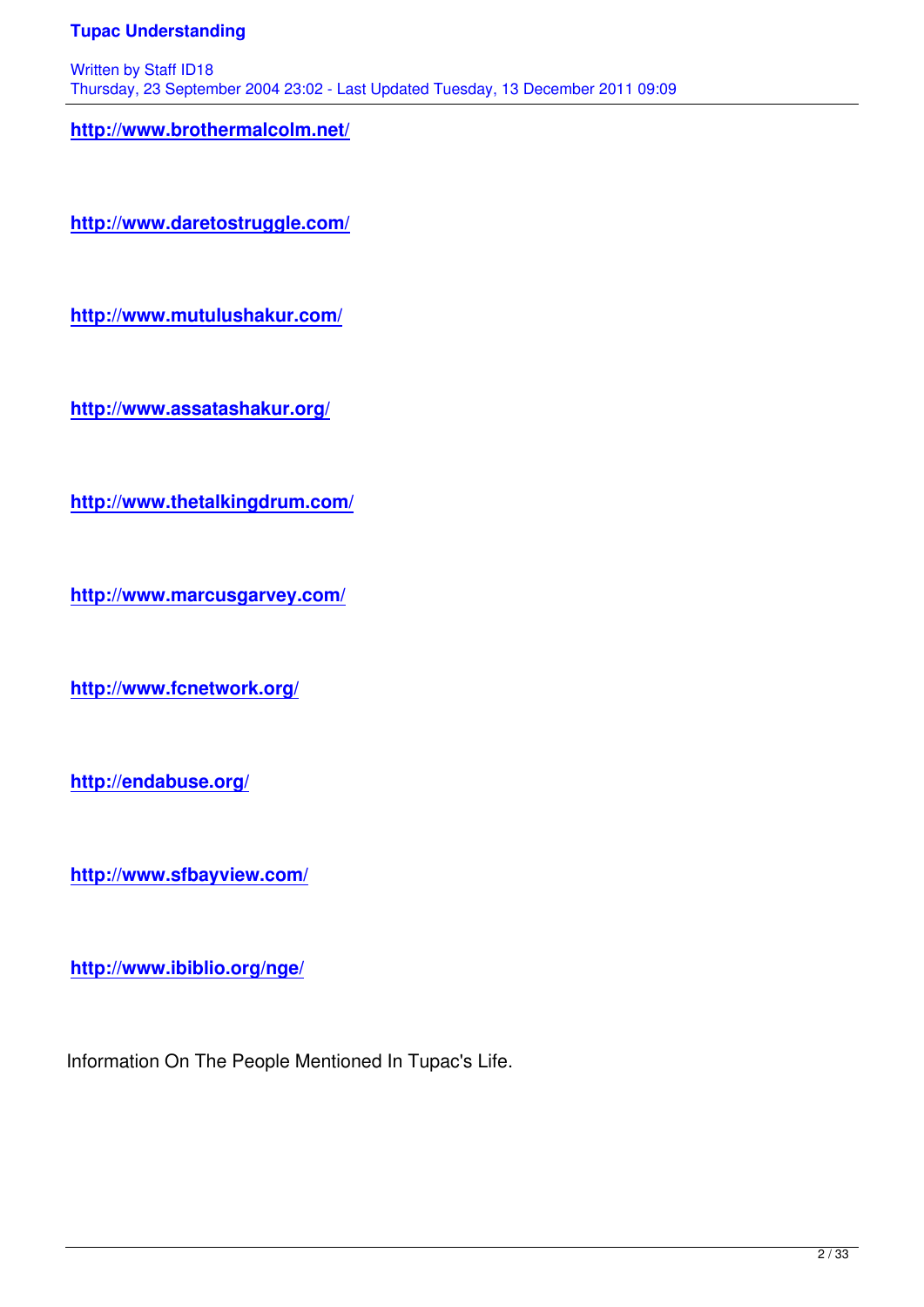http://www.brothermalcolm.net/

http://www.daretostruggle.com/

http://www.mutulushakur.com/

http://www.assatashakur.org/

http://www.thetalkingdrum.com/

http://www.marcusgarvey.com/

http://www.fcnetwork.org/

http://endabuse.org/

http://www.sfbayview.com/

http://www.ibiblio.org/nge/

Information On The People Mentioned In Tupac's Life.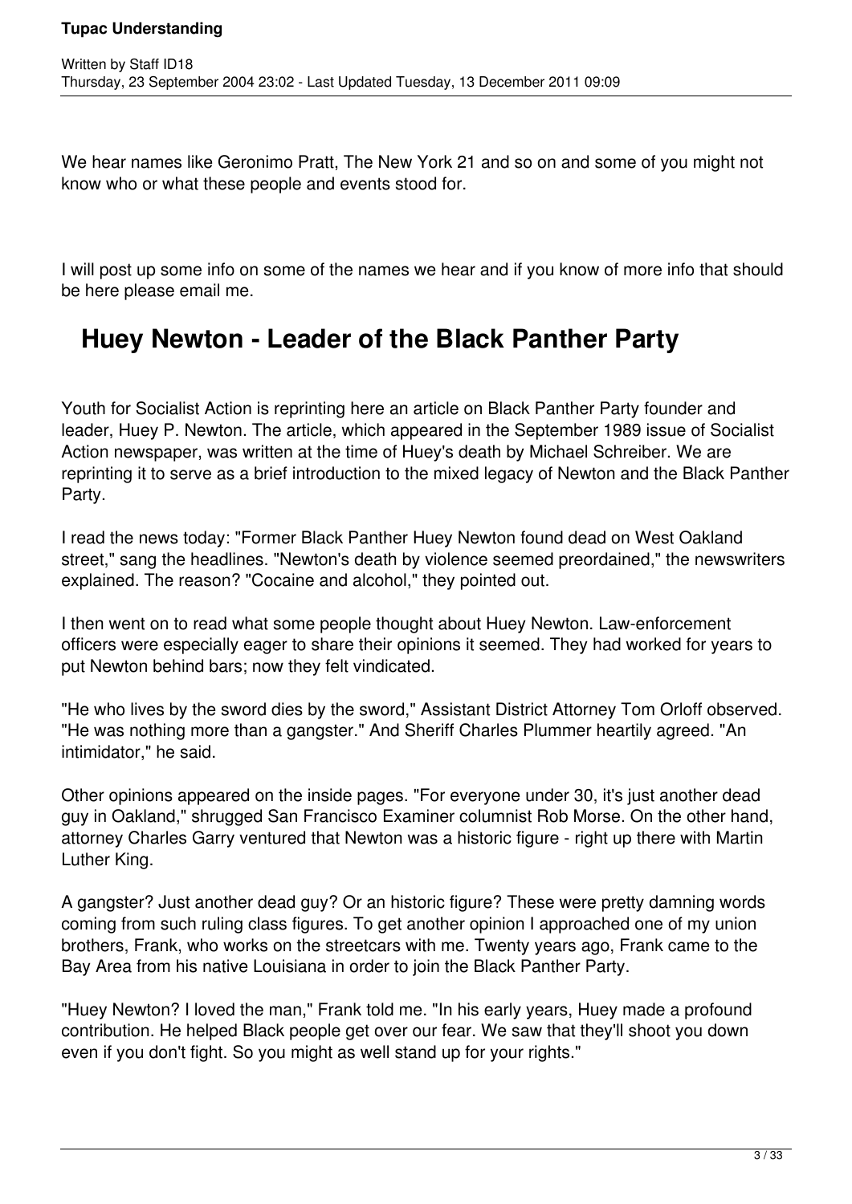We hear names like Geronimo Pratt, The New York 21 and so on and some of you might not know who or what these people and events stood for.

I will post up some info on some of the names we hear and if you know of more info that should be here please email me.

## Huey Newton - Leader of the Black Panther Party

Youth for Socialist Action is reprinting here an article on Black Panther Party founder and leader, Huey P. Newton. The article, which appeared in the September 1989 issue of Socialist Action newspaper, was written at the time of Huey's death by Michael Schreiber. We are reprinting it to serve as a brief introduction to the mixed legacy of Newton and the Black Panther Party.

I read the news today: "Former Black Panther Huey Newton found dead on West Oakland street," sang the headlines. "Newton's death by violence seemed preordained," the newswriters explained. The reason? "Cocaine and alcohol," they pointed out.

I then went on to read what some people thought about Huey Newton. Law-enforcement officers were especially eager to share their opinions it seemed. They had worked for years to put Newton behind bars; now they felt vindicated.

"He who lives by the sword dies by the sword," Assistant District Attorney Tom Orloff observed. "He was nothing more than a gangster." And Sheriff Charles Plummer heartily agreed. "An intimidator," he said.

Other opinions appeared on the inside pages. "For everyone under 30, it's just another dead guy in Oakland," shrugged San Francisco Examiner columnist Rob Morse. On the other hand, attorney Charles Garry ventured that Newton was a historic figure - right up there with Martin Luther King.

A gangster? Just another dead guy? Or an historic figure? These were pretty damning words coming from such ruling class figures. To get another opinion I approached one of my union brothers, Frank, who works on the streetcars with me. Twenty years ago, Frank came to the Bay Area from his native Louisiana in order to join the Black Panther Party.

"Huey Newton? I loved the man," Frank told me. "In his early years, Huey made a profound contribution. He helped Black people get over our fear. We saw that they'll shoot you down even if you don't fight. So you might as well stand up for your rights."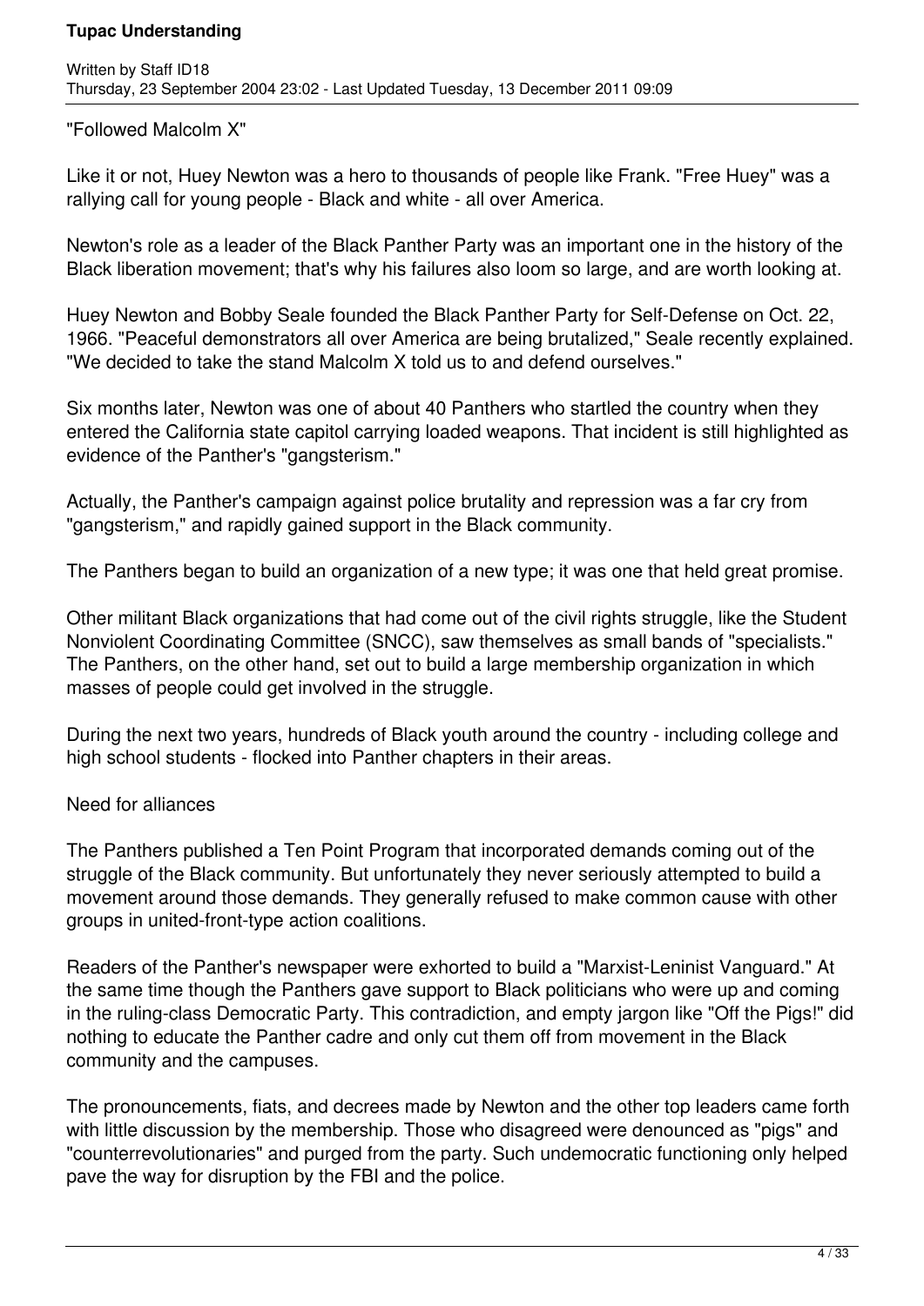"Followed Malcolm X"

Like it or not, Huey Newton was a hero to thousands of people like Frank. "Free Huey" was a rallying call for young people - Black and white - all over America.

Newton's role as a leader of the Black Panther Party was an important one in the history of the Black liberation movement; that's why his failures also loom so large, and are worth looking at.

Huey Newton and Bobby Seale founded the Black Panther Party for Self-Defense on Oct. 22, 1966. "Peaceful demonstrators all over America are being brutalized," Seale recently explained. "We decided to take the stand Malcolm X told us to and defend ourselves."

Six months later, Newton was one of about 40 Panthers who startled the country when they entered the California state capitol carrying loaded weapons. That incident is still highlighted as evidence of the Panther's "gangsterism."

Actually, the Panther's campaign against police brutality and repression was a far cry from "gangsterism," and rapidly gained support in the Black community.

The Panthers began to build an organization of a new type; it was one that held great promise.

Other militant Black organizations that had come out of the civil rights struggle, like the Student Nonviolent Coordinating Committee (SNCC), saw themselves as small bands of "specialists." The Panthers, on the other hand, set out to build a large membership organization in which masses of people could get involved in the struggle.

During the next two years, hundreds of Black youth around the country - including college and high school students - flocked into Panther chapters in their areas.

Need for alliances

The Panthers published a Ten Point Program that incorporated demands coming out of the struggle of the Black community. But unfortunately they never seriously attempted to build a movement around those demands. They generally refused to make common cause with other groups in united-front-type action coalitions.

Readers of the Panther's newspaper were exhorted to build a "Marxist-Leninist Vanguard." At the same time though the Panthers gave support to Black politicians who were up and coming in the ruling-class Democratic Party. This contradiction, and empty jargon like "Off the Pigs!" did nothing to educate the Panther cadre and only cut them off from movement in the Black community and the campuses.

The pronouncements, fiats, and decrees made by Newton and the other top leaders came forth with little discussion by the membership. Those who disagreed were denounced as "pigs" and "counterrevolutionaries" and purged from the party. Such undemocratic functioning only helped pave the way for disruption by the FBI and the police.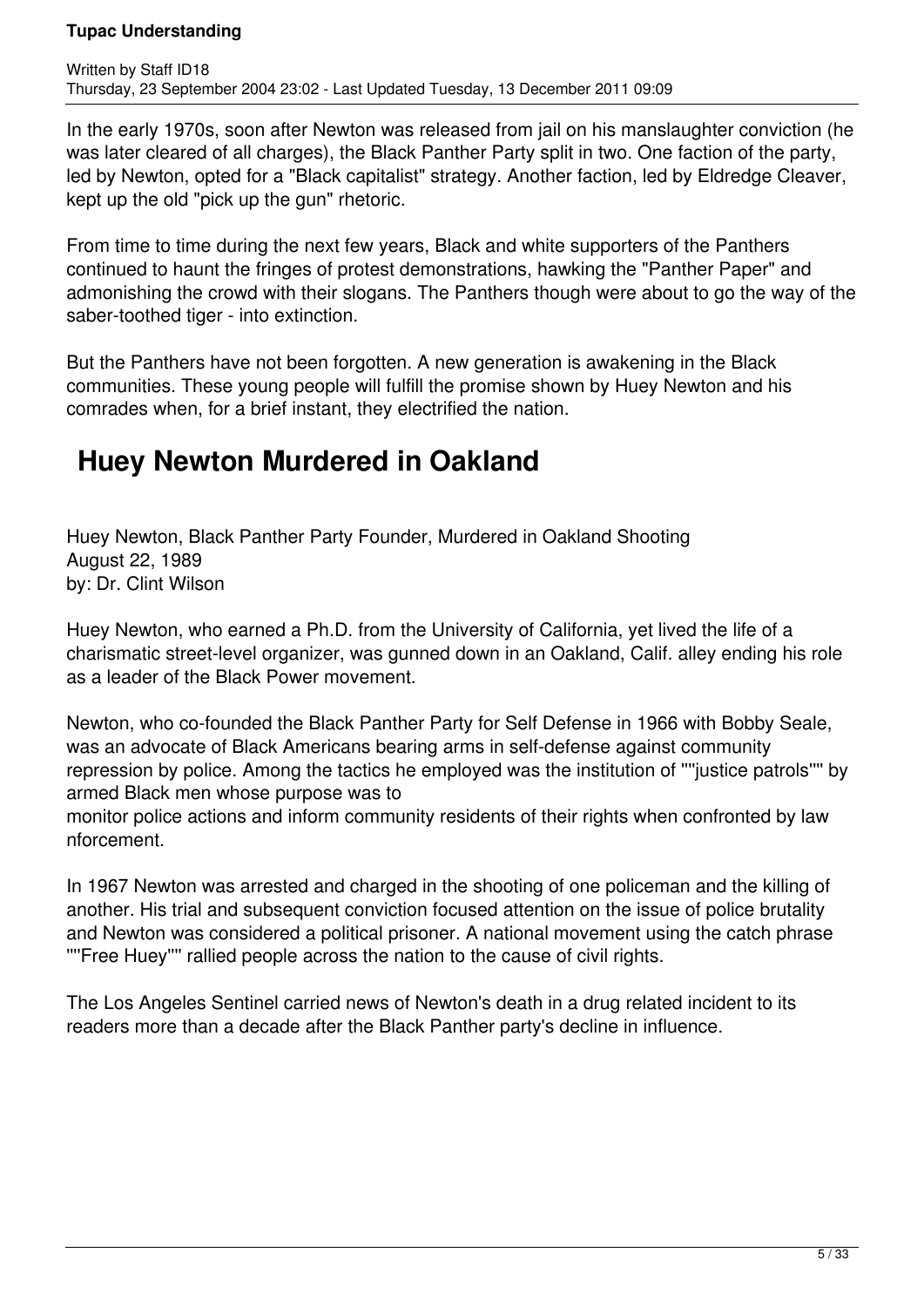In the early 1970s, soon after Newton was released from jail on his manslaughter conviction (he was later cleared of all charges), the Black Panther Party split in two. One faction of the party, led by Newton, opted for a "Black capitalist" strategy. Another faction, led by Eldredge Cleaver, kept up the old "pick up the gun" rhetoric.

From time to time during the next few years, Black and white supporters of the Panthers continued to haunt the fringes of protest demonstrations, hawking the "Panther Paper" and admonishing the crowd with their slogans. The Panthers though were about to go the way of the saber-toothed tiger - into extinction.

But the Panthers have not been forgotten. A new generation is awakening in the Black communities. These young people will fulfill the promise shown by Huey Newton and his comrades when, for a brief instant, they electrified the nation.

## Huey Newton Murdered in Oakland

Huey Newton, Black Panther Party Founder, Murdered in Oakland Shooting
August 22, 1989
by: Dr. Clint Wilson

Huey Newton, who earned a Ph.D. from the University of California, yet lived the life of a charismatic street-level organizer, was gunned down in an Oakland, Calif. alley ending his role as a leader of the Black Power movement.

Newton, who co-founded the Black Panther Party for Self Defense in 1966 with Bobby Seale, was an advocate of Black Americans bearing arms in self-defense against community repression by police. Among the tactics he employed was the institution of ""justice patrols"" by armed Black men whose purpose was to monitor police actions and inform community residents of their rights when confronted by law nforcement.

In 1967 Newton was arrested and charged in the shooting of one policeman and the killing of another. His trial and subsequent conviction focused attention on the issue of police brutality and Newton was considered a political prisoner. A national movement using the catch phrase ""Free Huey"" rallied people across the nation to the cause of civil rights.

The Los Angeles Sentinel carried news of Newton's death in a drug related incident to its readers more than a decade after the Black Panther party's decline in influence.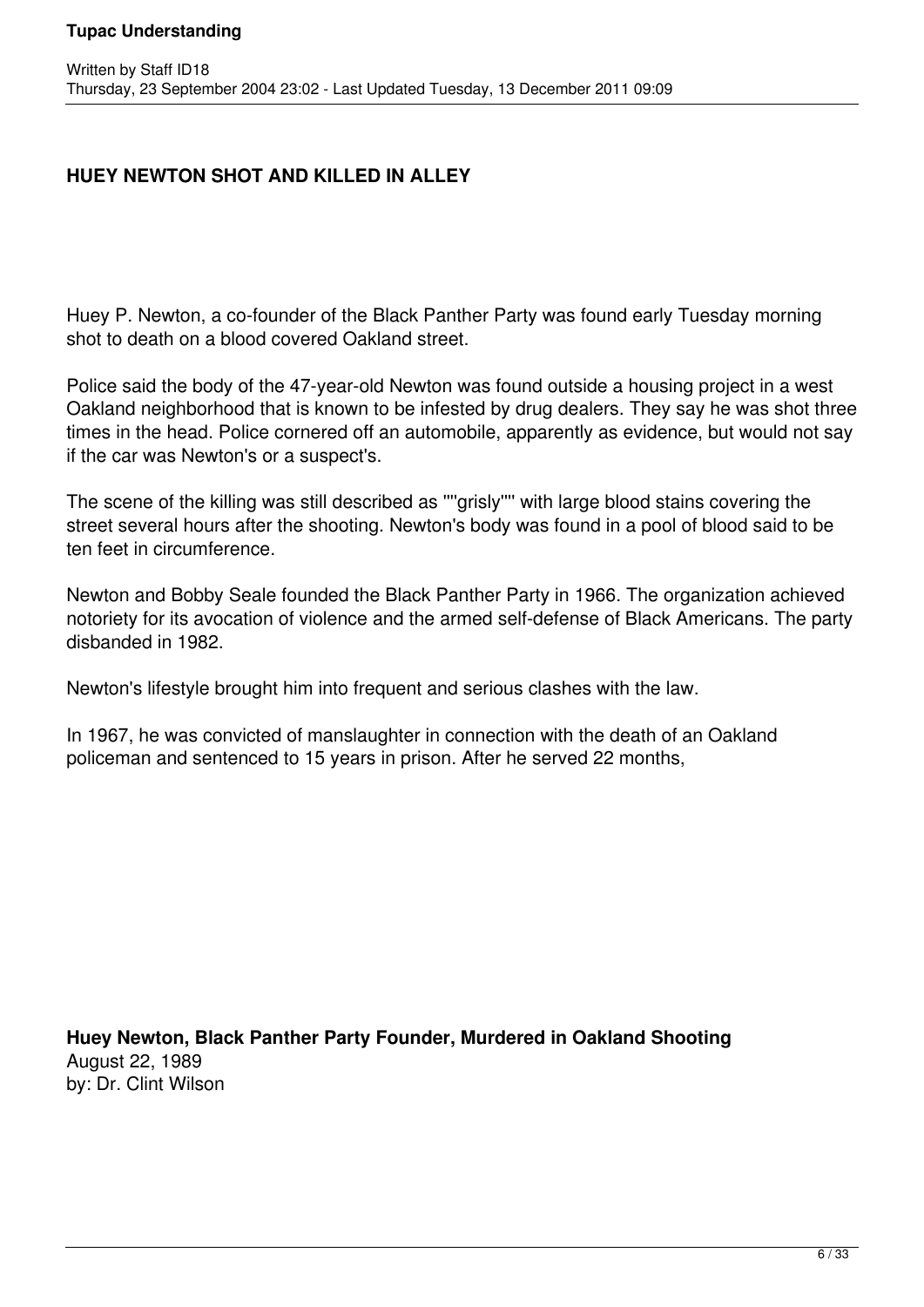## HUEY NEWTON SHOT AND KILLED IN ALLEY

Huey P. Newton, a co-founder of the Black Panther Party was found early Tuesday morning shot to death on a blood covered Oakland street.

Police said the body of the 47-year-old Newton was found outside a housing project in a west Oakland neighborhood that is known to be infested by drug dealers. They say he was shot three times in the head. Police cornered off an automobile, apparently as evidence, but would not say if the car was Newton's or a suspect's.

The scene of the killing was still described as ""grisly"" with large blood stains covering the street several hours after the shooting. Newton's body was found in a pool of blood said to be ten feet in circumference.

Newton and Bobby Seale founded the Black Panther Party in 1966. The organization achieved notoriety for its avocation of violence and the armed self-defense of Black Americans. The party disbanded in 1982.

Newton's lifestyle brought him into frequent and serious clashes with the law.

In 1967, he was convicted of manslaughter in connection with the death of an Oakland policeman and sentenced to 15 years in prison. After he served 22 months,

**Huey Newton, Black Panther Party Founder, Murdered in Oakland Shooting**
August 22, 1989
by: Dr. Clint Wilson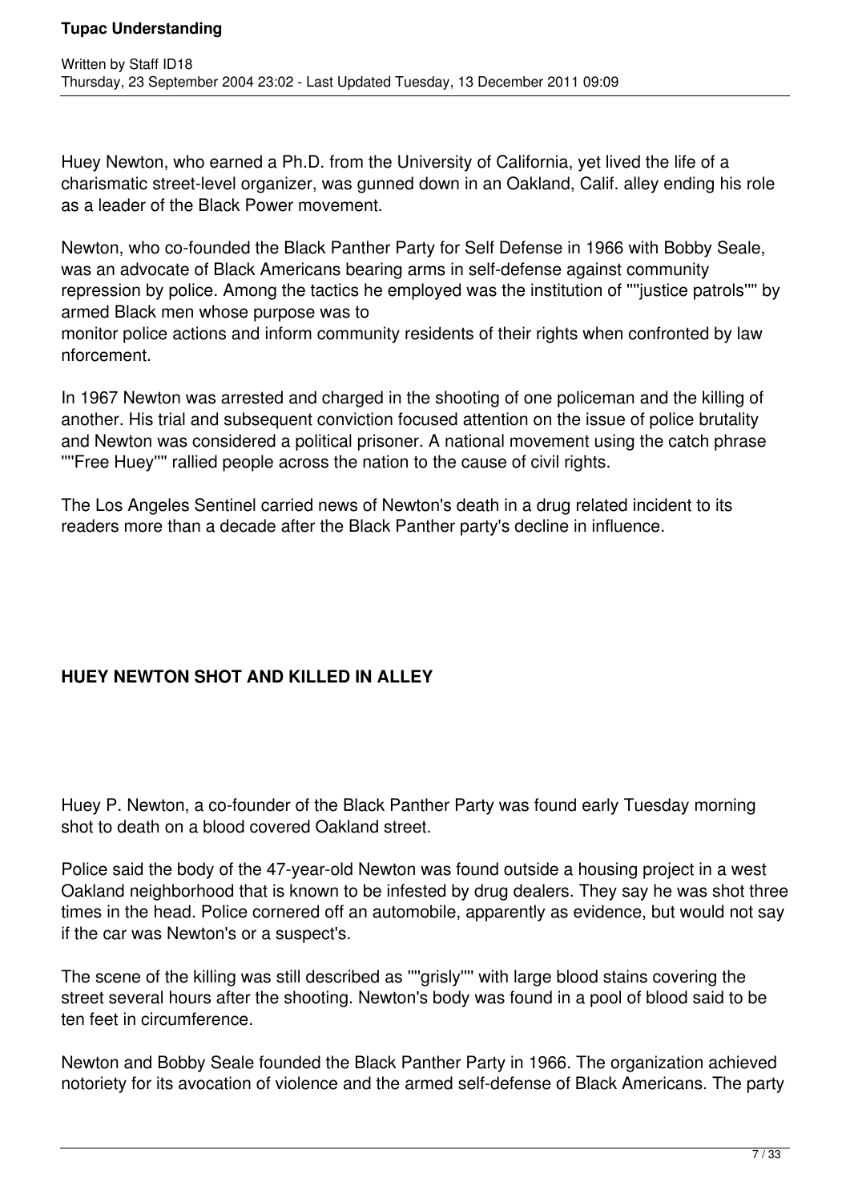Huey Newton, who earned a Ph.D. from the University of California, yet lived the life of a charismatic street-level organizer, was gunned down in an Oakland, Calif. alley ending his role as a leader of the Black Power movement.

Newton, who co-founded the Black Panther Party for Self Defense in 1966 with Bobby Seale, was an advocate of Black Americans bearing arms in self-defense against community repression by police. Among the tactics he employed was the institution of ""justice patrols"" by armed Black men whose purpose was to monitor police actions and inform community residents of their rights when confronted by law nforcement.

In 1967 Newton was arrested and charged in the shooting of one policeman and the killing of another. His trial and subsequent conviction focused attention on the issue of police brutality and Newton was considered a political prisoner. A national movement using the catch phrase ""Free Huey"" rallied people across the nation to the cause of civil rights.

The Los Angeles Sentinel carried news of Newton's death in a drug related incident to its readers more than a decade after the Black Panther party's decline in influence.

**HUEY NEWTON SHOT AND KILLED IN ALLEY**

Huey P. Newton, a co-founder of the Black Panther Party was found early Tuesday morning shot to death on a blood covered Oakland street.

Police said the body of the 47-year-old Newton was found outside a housing project in a west Oakland neighborhood that is known to be infested by drug dealers. They say he was shot three times in the head. Police cornered off an automobile, apparently as evidence, but would not say if the car was Newton's or a suspect's.

The scene of the killing was still described as ""grisly"" with large blood stains covering the street several hours after the shooting. Newton's body was found in a pool of blood said to be ten feet in circumference.

Newton and Bobby Seale founded the Black Panther Party in 1966. The organization achieved notoriety for its avocation of violence and the armed self-defense of Black Americans. The party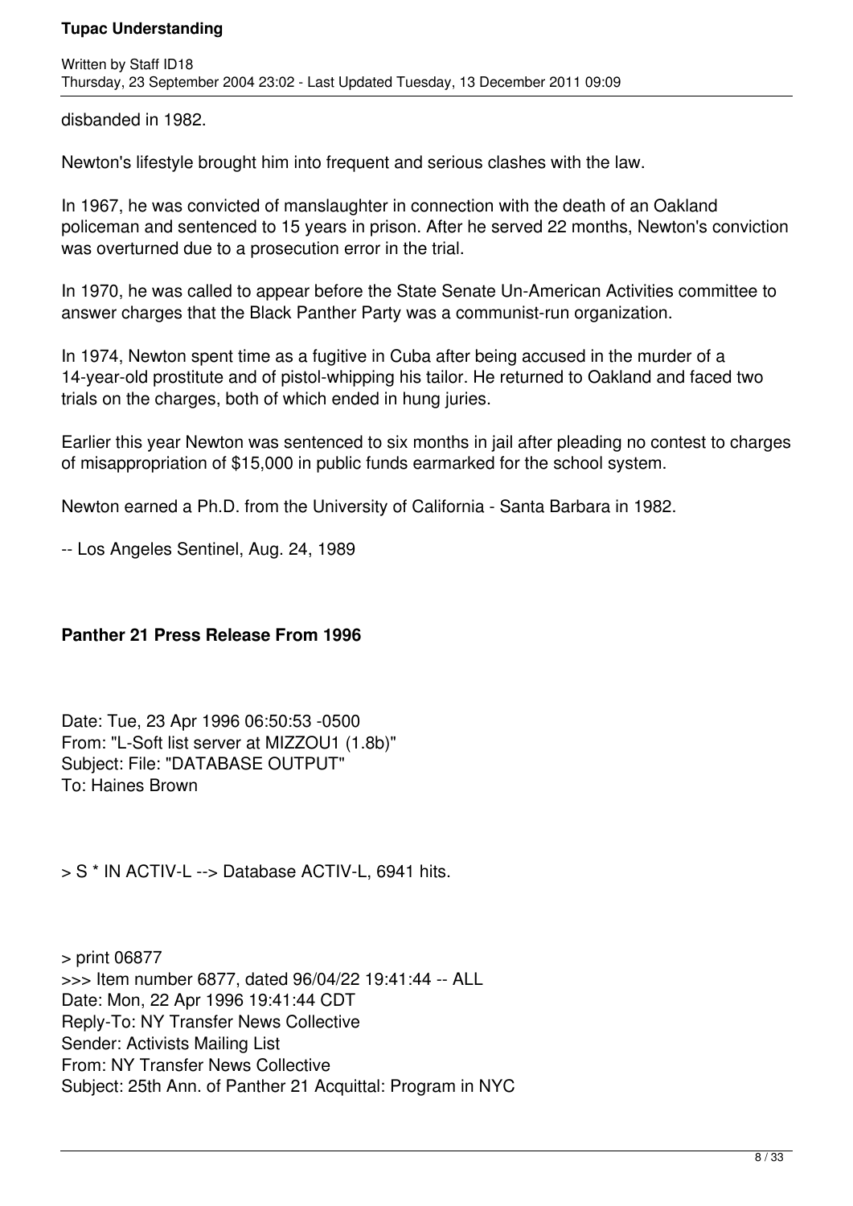disbanded in 1982.

Newton's lifestyle brought him into frequent and serious clashes with the law.

In 1967, he was convicted of manslaughter in connection with the death of an Oakland policeman and sentenced to 15 years in prison. After he served 22 months, Newton's conviction was overturned due to a prosecution error in the trial.

In 1970, he was called to appear before the State Senate Un-American Activities committee to answer charges that the Black Panther Party was a communist-run organization.

In 1974, Newton spent time as a fugitive in Cuba after being accused in the murder of a 14-year-old prostitute and of pistol-whipping his tailor. He returned to Oakland and faced two trials on the charges, both of which ended in hung juries.

Earlier this year Newton was sentenced to six months in jail after pleading no contest to charges of misappropriation of $15,000 in public funds earmarked for the school system.

Newton earned a Ph.D. from the University of California - Santa Barbara in 1982.

-- Los Angeles Sentinel, Aug. 24, 1989

**Panther 21 Press Release From 1996**

Date: Tue, 23 Apr 1996 06:50:53 -0500
From: "L-Soft list server at MIZZOU1 (1.8b)"
Subject: File: "DATABASE OUTPUT"
To: Haines Brown

> S * IN ACTIV-L --> Database ACTIV-L, 6941 hits.

> print 06877
>>> Item number 6877, dated 96/04/22 19:41:44 -- ALL
Date: Mon, 22 Apr 1996 19:41:44 CDT
Reply-To: NY Transfer News Collective
Sender: Activists Mailing List
From: NY Transfer News Collective
Subject: 25th Ann. of Panther 21 Acquittal: Program in NYC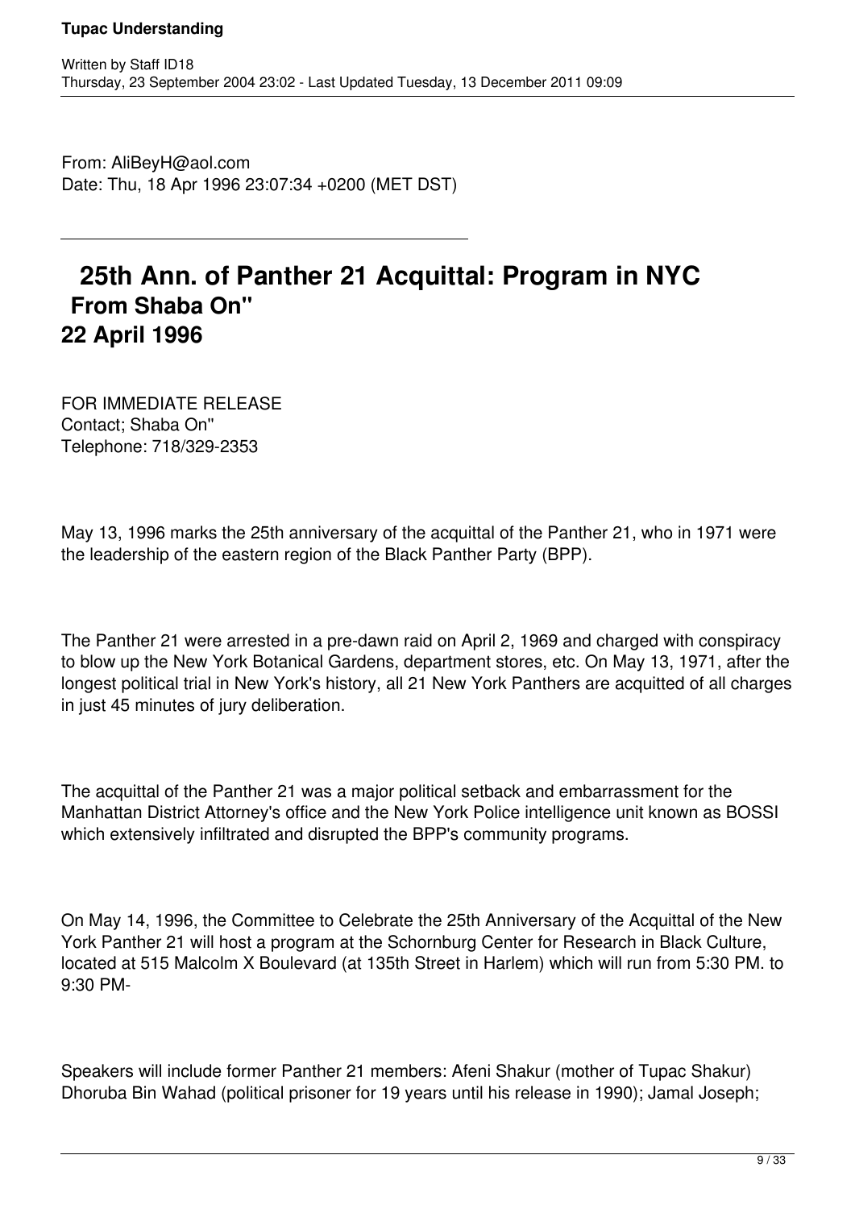From: AliBeyH@aol.com
Date: Thu, 18 Apr 1996 23:07:34 +0200 (MET DST)

---

## 25th Ann. of Panther 21 Acquittal: Program in NYC
### From Shaba On''
### 22 April 1996

FOR IMMEDIATE RELEASE
Contact; Shaba On''
Telephone: 718/329-2353

May 13, 1996 marks the 25th anniversary of the acquittal of the Panther 21, who in 1971 were the leadership of the eastern region of the Black Panther Party (BPP).

The Panther 21 were arrested in a pre-dawn raid on April 2, 1969 and charged with conspiracy to blow up the New York Botanical Gardens, department stores, etc. On May 13, 1971, after the longest political trial in New York's history, all 21 New York Panthers are acquitted of all charges in just 45 minutes of jury deliberation.

The acquittal of the Panther 21 was a major political setback and embarrassment for the Manhattan District Attorney's office and the New York Police intelligence unit known as BOSSI which extensively infiltrated and disrupted the BPP's community programs.

On May 14, 1996, the Committee to Celebrate the 25th Anniversary of the Acquittal of the New York Panther 21 will host a program at the Schornburg Center for Research in Black Culture, located at 515 Malcolm X Boulevard (at 135th Street in Harlem) which will run from 5:30 PM. to 9:30 PM-

Speakers will include former Panther 21 members: Afeni Shakur (mother of Tupac Shakur) Dhoruba Bin Wahad (political prisoner for 19 years until his release in 1990); Jamal Joseph;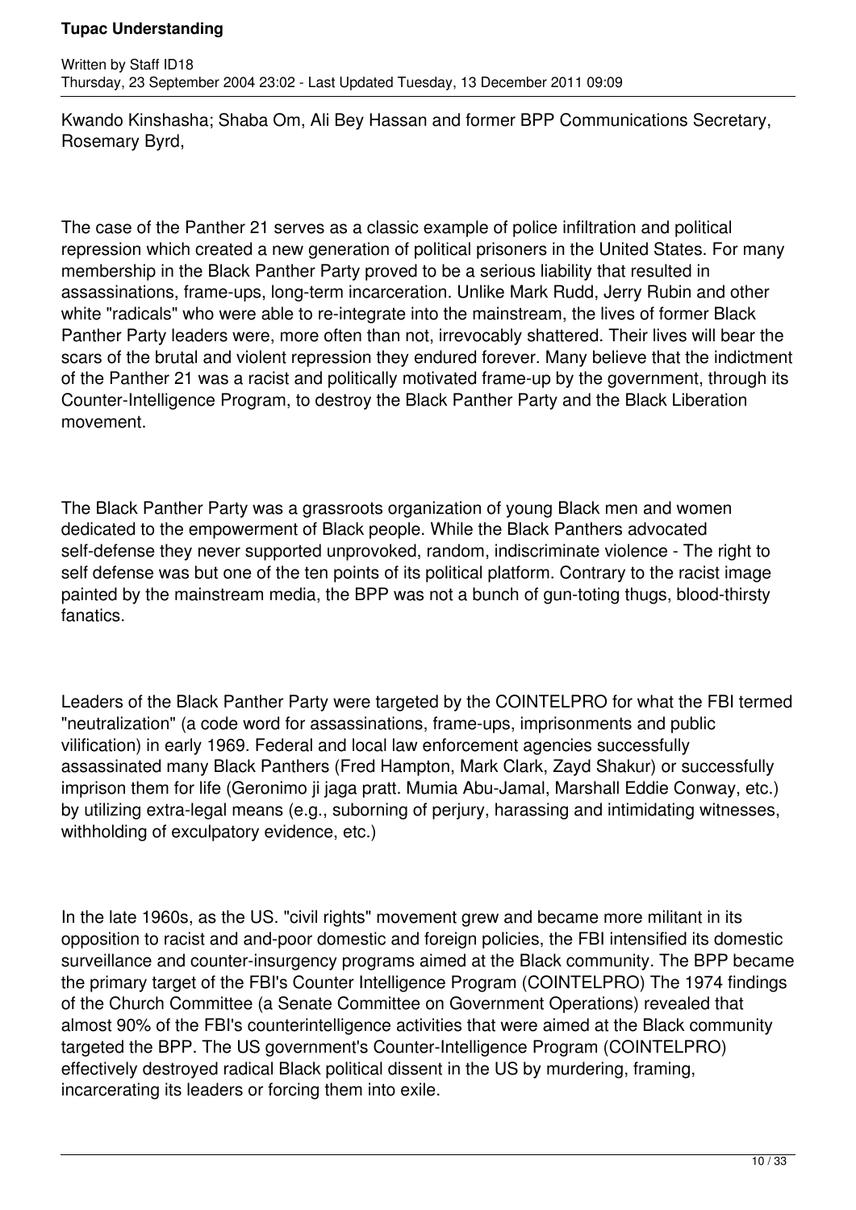Kwando Kinshasha; Shaba Om, Ali Bey Hassan and former BPP Communications Secretary, Rosemary Byrd,

The case of the Panther 21 serves as a classic example of police infiltration and political repression which created a new generation of political prisoners in the United States. For many membership in the Black Panther Party proved to be a serious liability that resulted in assassinations, frame-ups, long-term incarceration. Unlike Mark Rudd, Jerry Rubin and other white "radicals" who were able to re-integrate into the mainstream, the lives of former Black Panther Party leaders were, more often than not, irrevocably shattered. Their lives will bear the scars of the brutal and violent repression they endured forever. Many believe that the indictment of the Panther 21 was a racist and politically motivated frame-up by the government, through its Counter-Intelligence Program, to destroy the Black Panther Party and the Black Liberation movement.

The Black Panther Party was a grassroots organization of young Black men and women dedicated to the empowerment of Black people. While the Black Panthers advocated self-defense they never supported unprovoked, random, indiscriminate violence - The right to self defense was but one of the ten points of its political platform. Contrary to the racist image painted by the mainstream media, the BPP was not a bunch of gun-toting thugs, blood-thirsty fanatics.

Leaders of the Black Panther Party were targeted by the COINTELPRO for what the FBI termed "neutralization" (a code word for assassinations, frame-ups, imprisonments and public vilification) in early 1969. Federal and local law enforcement agencies successfully assassinated many Black Panthers (Fred Hampton, Mark Clark, Zayd Shakur) or successfully imprison them for life (Geronimo ji jaga pratt. Mumia Abu-Jamal, Marshall Eddie Conway, etc.) by utilizing extra-legal means (e.g., suborning of perjury, harassing and intimidating witnesses, withholding of exculpatory evidence, etc.)

In the late 1960s, as the US. "civil rights" movement grew and became more militant in its opposition to racist and and-poor domestic and foreign policies, the FBI intensified its domestic surveillance and counter-insurgency programs aimed at the Black community. The BPP became the primary target of the FBI's Counter Intelligence Program (COINTELPRO) The 1974 findings of the Church Committee (a Senate Committee on Government Operations) revealed that almost 90% of the FBI's counterintelligence activities that were aimed at the Black community targeted the BPP. The US government's Counter-Intelligence Program (COINTELPRO) effectively destroyed radical Black political dissent in the US by murdering, framing, incarcerating its leaders or forcing them into exile.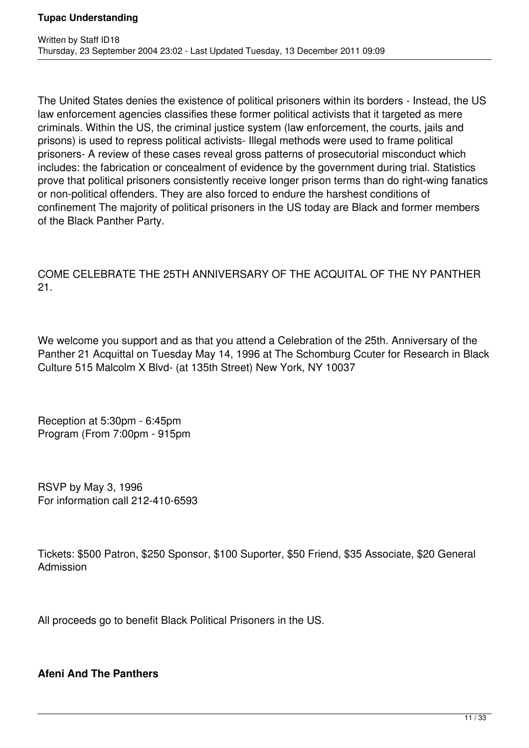The United States denies the existence of political prisoners within its borders - Instead, the US law enforcement agencies classifies these former political activists that it targeted as mere criminals. Within the US, the criminal justice system (law enforcement, the courts, jails and prisons) is used to repress political activists- Illegal methods were used to frame political prisoners- A review of these cases reveal gross patterns of prosecutorial misconduct which includes: the fabrication or concealment of evidence by the government during trial. Statistics prove that political prisoners consistently receive longer prison terms than do right-wing fanatics or non-political offenders. They are also forced to endure the harshest conditions of confinement The majority of political prisoners in the US today are Black and former members of the Black Panther Party.

COME CELEBRATE THE 25TH ANNIVERSARY OF THE ACQUITAL OF THE NY PANTHER 21.

We welcome you support and as that you attend a Celebration of the 25th. Anniversary of the Panther 21 Acquittal on Tuesday May 14, 1996 at The Schomburg Ccuter for Research in Black Culture 515 Malcolm X Blvd- (at 135th Street) New York, NY 10037

Reception at 5:30pm - 6:45pm
Program (From 7:00pm - 915pm

RSVP by May 3, 1996
For information call 212-410-6593

Tickets: $500 Patron, $250 Sponsor, $100 Suporter, $50 Friend, $35 Associate, $20 General Admission

All proceeds go to benefit Black Political Prisoners in the US.

**Afeni And The Panthers**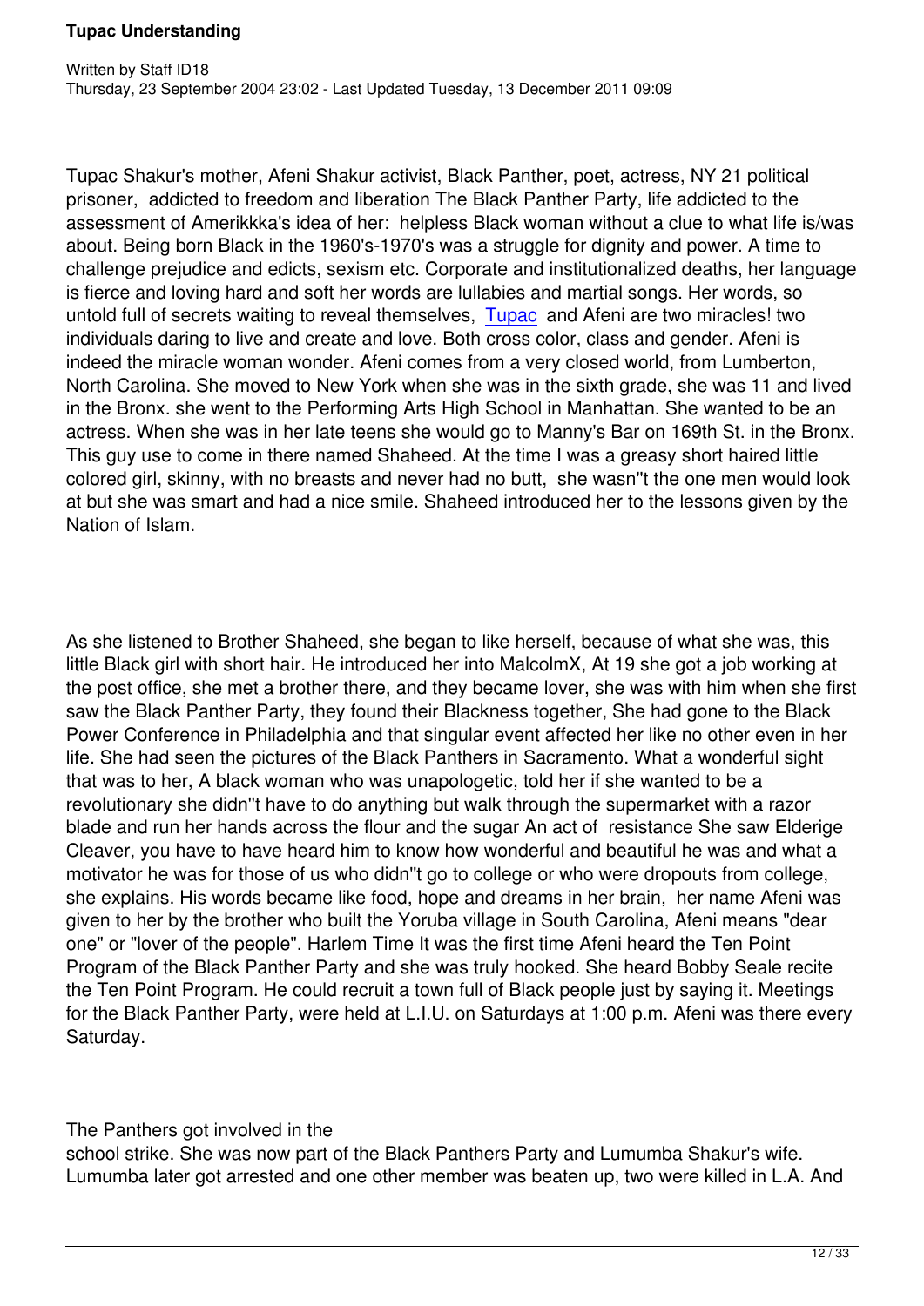Tupac Shakur's mother, Afeni Shakur activist, Black Panther, poet, actress, NY 21 political prisoner, addicted to freedom and liberation The Black Panther Party, life addicted to the assessment of Amerikkka's idea of her: helpless Black woman without a clue to what life is/was about. Being born Black in the 1960's-1970's was a struggle for dignity and power. A time to challenge prejudice and edicts, sexism etc. Corporate and institutionalized deaths, her language is fierce and loving hard and soft her words are lullabies and martial songs. Her words, so untold full of secrets waiting to reveal themselves, Tupac and Afeni are two miracles! two individuals daring to live and create and love. Both cross color, class and gender. Afeni is indeed the miracle woman wonder. Afeni comes from a very closed world, from Lumberton, North Carolina. She moved to New York when she was in the sixth grade, she was 11 and lived in the Bronx. she went to the Performing Arts High School in Manhattan. She wanted to be an actress. When she was in her late teens she would go to Manny's Bar on 169th St. in the Bronx. This guy use to come in there named Shaheed. At the time I was a greasy short haired little colored girl, skinny, with no breasts and never had no butt, she wasn''t the one men would look at but she was smart and had a nice smile. Shaheed introduced her to the lessons given by the Nation of Islam.

As she listened to Brother Shaheed, she began to like herself, because of what she was, this little Black girl with short hair. He introduced her into MalcolmX, At 19 she got a job working at the post office, she met a brother there, and they became lover, she was with him when she first saw the Black Panther Party, they found their Blackness together, She had gone to the Black Power Conference in Philadelphia and that singular event affected her like no other even in her life. She had seen the pictures of the Black Panthers in Sacramento. What a wonderful sight that was to her, A black woman who was unapologetic, told her if she wanted to be a revolutionary she didn''t have to do anything but walk through the supermarket with a razor blade and run her hands across the flour and the sugar An act of resistance She saw Elderige Cleaver, you have to have heard him to know how wonderful and beautiful he was and what a motivator he was for those of us who didn''t go to college or who were dropouts from college, she explains. His words became like food, hope and dreams in her brain, her name Afeni was given to her by the brother who built the Yoruba village in South Carolina, Afeni means "dear one" or "lover of the people". Harlem Time It was the first time Afeni heard the Ten Point Program of the Black Panther Party and she was truly hooked. She heard Bobby Seale recite the Ten Point Program. He could recruit a town full of Black people just by saying it. Meetings for the Black Panther Party, were held at L.I.U. on Saturdays at 1:00 p.m. Afeni was there every Saturday.

The Panthers got involved in the school strike. She was now part of the Black Panthers Party and Lumumba Shakur's wife. Lumumba later got arrested and one other member was beaten up, two were killed in L.A. And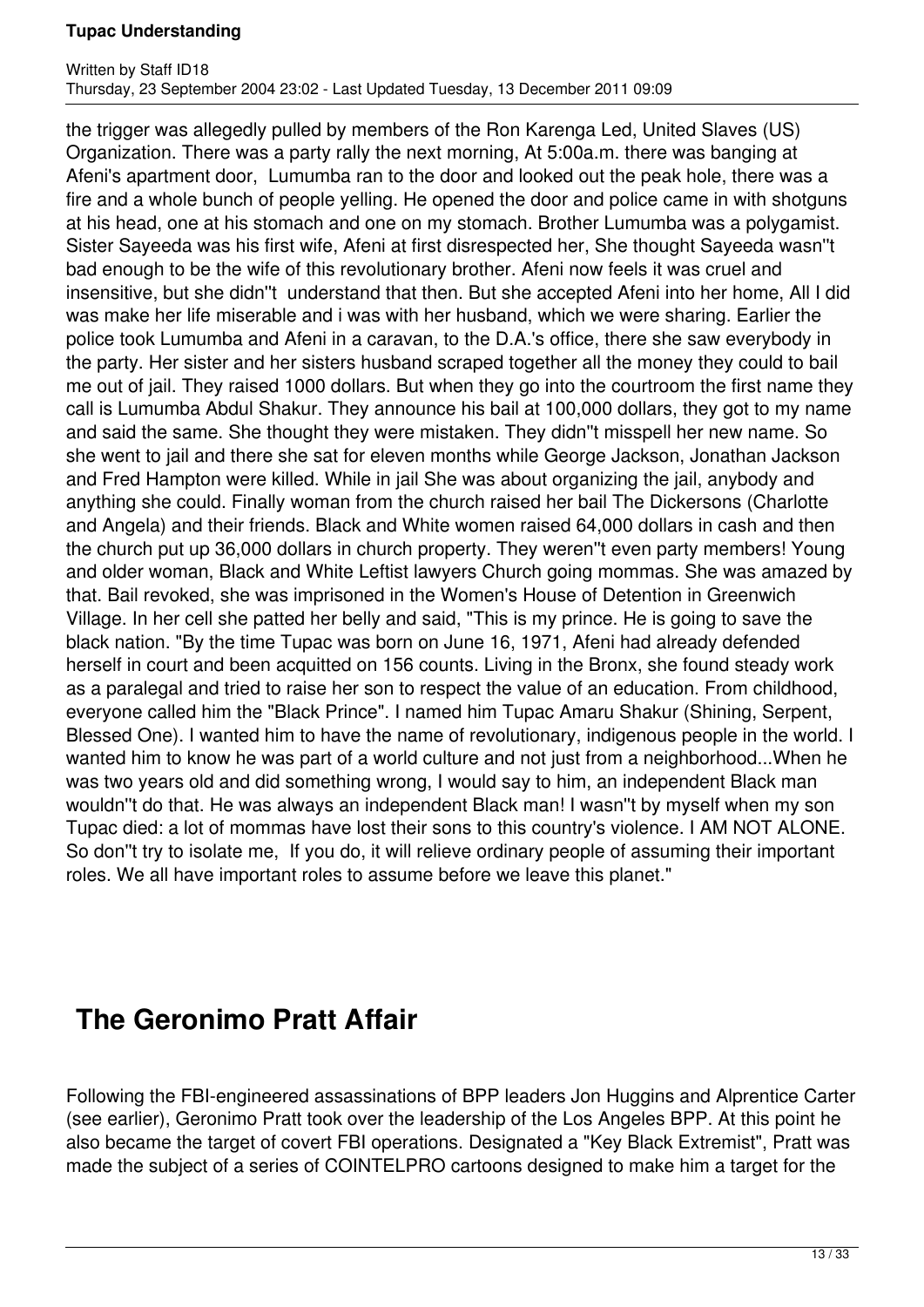the trigger was allegedly pulled by members of the Ron Karenga Led, United Slaves (US) Organization. There was a party rally the next morning, At 5:00a.m. there was banging at Afeni's apartment door, Lumumba ran to the door and looked out the peak hole, there was a fire and a whole bunch of people yelling. He opened the door and police came in with shotguns at his head, one at his stomach and one on my stomach. Brother Lumumba was a polygamist. Sister Sayeeda was his first wife, Afeni at first disrespected her, She thought Sayeeda wasn''t bad enough to be the wife of this revolutionary brother. Afeni now feels it was cruel and insensitive, but she didn''t understand that then. But she accepted Afeni into her home, All I did was make her life miserable and i was with her husband, which we were sharing. Earlier the police took Lumumba and Afeni in a caravan, to the D.A.'s office, there she saw everybody in the party. Her sister and her sisters husband scraped together all the money they could to bail me out of jail. They raised 1000 dollars. But when they go into the courtroom the first name they call is Lumumba Abdul Shakur. They announce his bail at 100,000 dollars, they got to my name and said the same. She thought they were mistaken. They didn''t misspell her new name. So she went to jail and there she sat for eleven months while George Jackson, Jonathan Jackson and Fred Hampton were killed. While in jail She was about organizing the jail, anybody and anything she could. Finally woman from the church raised her bail The Dickersons (Charlotte and Angela) and their friends. Black and White women raised 64,000 dollars in cash and then the church put up 36,000 dollars in church property. They weren''t even party members! Young and older woman, Black and White Leftist lawyers Church going mommas. She was amazed by that. Bail revoked, she was imprisoned in the Women's House of Detention in Greenwich Village. In her cell she patted her belly and said, "This is my prince. He is going to save the black nation. "By the time Tupac was born on June 16, 1971, Afeni had already defended herself in court and been acquitted on 156 counts. Living in the Bronx, she found steady work as a paralegal and tried to raise her son to respect the value of an education. From childhood, everyone called him the "Black Prince". I named him Tupac Amaru Shakur (Shining, Serpent, Blessed One). I wanted him to have the name of revolutionary, indigenous people in the world. I wanted him to know he was part of a world culture and not just from a neighborhood...When he was two years old and did something wrong, I would say to him, an independent Black man wouldn''t do that. He was always an independent Black man! I wasn''t by myself when my son Tupac died: a lot of mommas have lost their sons to this country's violence. I AM NOT ALONE. So don''t try to isolate me, If you do, it will relieve ordinary people of assuming their important roles. We all have important roles to assume before we leave this planet."

## The Geronimo Pratt Affair

Following the FBI-engineered assassinations of BPP leaders Jon Huggins and Alprentice Carter (see earlier), Geronimo Pratt took over the leadership of the Los Angeles BPP. At this point he also became the target of covert FBI operations. Designated a "Key Black Extremist", Pratt was made the subject of a series of COINTELPRO cartoons designed to make him a target for the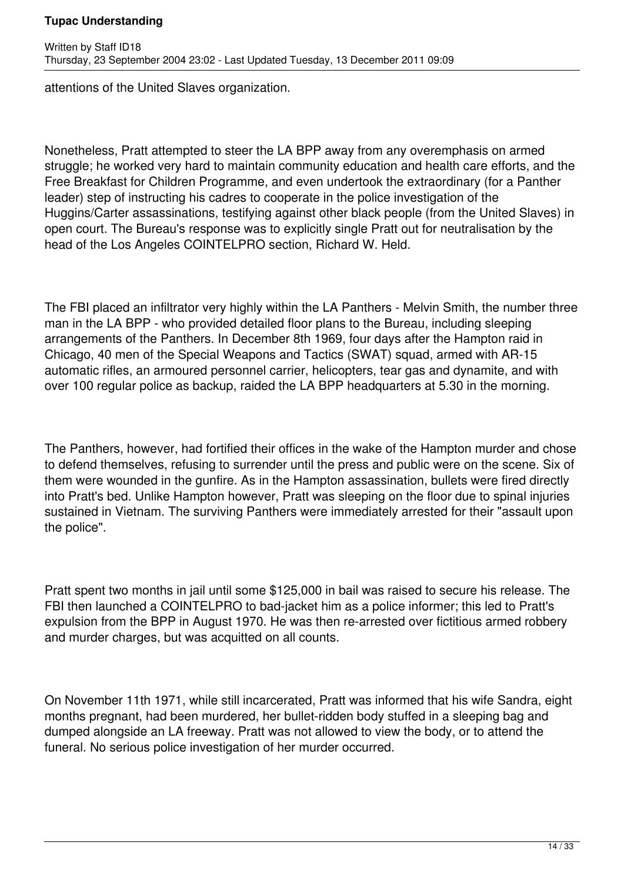attentions of the United Slaves organization.

Nonetheless, Pratt attempted to steer the LA BPP away from any overemphasis on armed struggle; he worked very hard to maintain community education and health care efforts, and the Free Breakfast for Children Programme, and even undertook the extraordinary (for a Panther leader) step of instructing his cadres to cooperate in the police investigation of the Huggins/Carter assassinations, testifying against other black people (from the United Slaves) in open court. The Bureau's response was to explicitly single Pratt out for neutralisation by the head of the Los Angeles COINTELPRO section, Richard W. Held.

The FBI placed an infiltrator very highly within the LA Panthers - Melvin Smith, the number three man in the LA BPP - who provided detailed floor plans to the Bureau, including sleeping arrangements of the Panthers. In December 8th 1969, four days after the Hampton raid in Chicago, 40 men of the Special Weapons and Tactics (SWAT) squad, armed with AR-15 automatic rifles, an armoured personnel carrier, helicopters, tear gas and dynamite, and with over 100 regular police as backup, raided the LA BPP headquarters at 5.30 in the morning.

The Panthers, however, had fortified their offices in the wake of the Hampton murder and chose to defend themselves, refusing to surrender until the press and public were on the scene. Six of them were wounded in the gunfire. As in the Hampton assassination, bullets were fired directly into Pratt's bed. Unlike Hampton however, Pratt was sleeping on the floor due to spinal injuries sustained in Vietnam. The surviving Panthers were immediately arrested for their "assault upon the police".

Pratt spent two months in jail until some $125,000 in bail was raised to secure his release. The FBI then launched a COINTELPRO to bad-jacket him as a police informer; this led to Pratt's expulsion from the BPP in August 1970. He was then re-arrested over fictitious armed robbery and murder charges, but was acquitted on all counts.

On November 11th 1971, while still incarcerated, Pratt was informed that his wife Sandra, eight months pregnant, had been murdered, her bullet-ridden body stuffed in a sleeping bag and dumped alongside an LA freeway. Pratt was not allowed to view the body, or to attend the funeral. No serious police investigation of her murder occurred.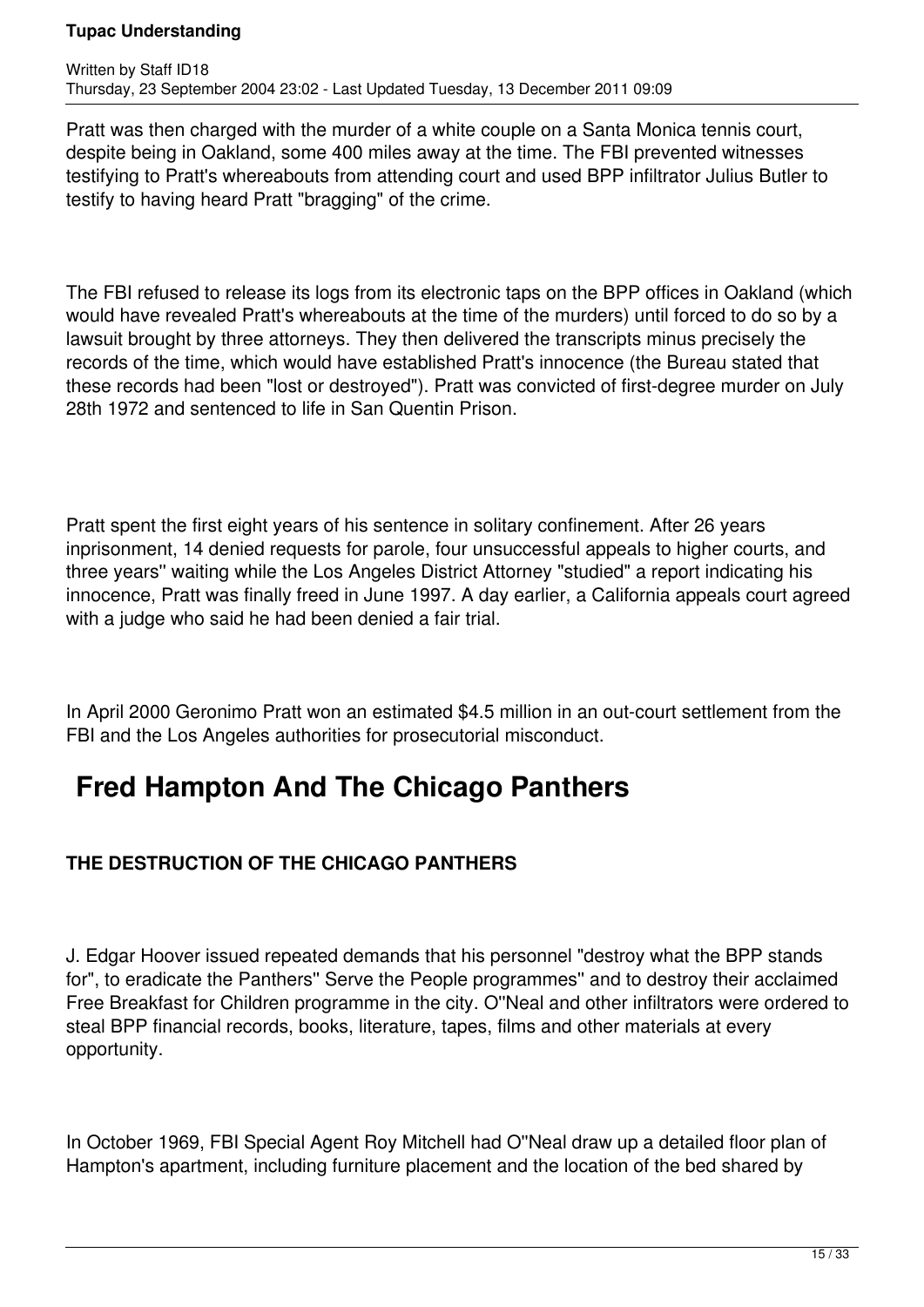Pratt was then charged with the murder of a white couple on a Santa Monica tennis court, despite being in Oakland, some 400 miles away at the time. The FBI prevented witnesses testifying to Pratt's whereabouts from attending court and used BPP infiltrator Julius Butler to testify to having heard Pratt "bragging" of the crime.

The FBI refused to release its logs from its electronic taps on the BPP offices in Oakland (which would have revealed Pratt's whereabouts at the time of the murders) until forced to do so by a lawsuit brought by three attorneys. They then delivered the transcripts minus precisely the records of the time, which would have established Pratt's innocence (the Bureau stated that these records had been "lost or destroyed"). Pratt was convicted of first-degree murder on July 28th 1972 and sentenced to life in San Quentin Prison.

Pratt spent the first eight years of his sentence in solitary confinement. After 26 years inprisonment, 14 denied requests for parole, four unsuccessful appeals to higher courts, and three years'' waiting while the Los Angeles District Attorney "studied" a report indicating his innocence, Pratt was finally freed in June 1997. A day earlier, a California appeals court agreed with a judge who said he had been denied a fair trial.

In April 2000 Geronimo Pratt won an estimated $4.5 million in an out-court settlement from the FBI and the Los Angeles authorities for prosecutorial misconduct.

# Fred Hampton And The Chicago Panthers

### THE DESTRUCTION OF THE CHICAGO PANTHERS

J. Edgar Hoover issued repeated demands that his personnel "destroy what the BPP stands for", to eradicate the Panthers'' Serve the People programmes'' and to destroy their acclaimed Free Breakfast for Children programme in the city. O''Neal and other infiltrators were ordered to steal BPP financial records, books, literature, tapes, films and other materials at every opportunity.

In October 1969, FBI Special Agent Roy Mitchell had O''Neal draw up a detailed floor plan of Hampton's apartment, including furniture placement and the location of the bed shared by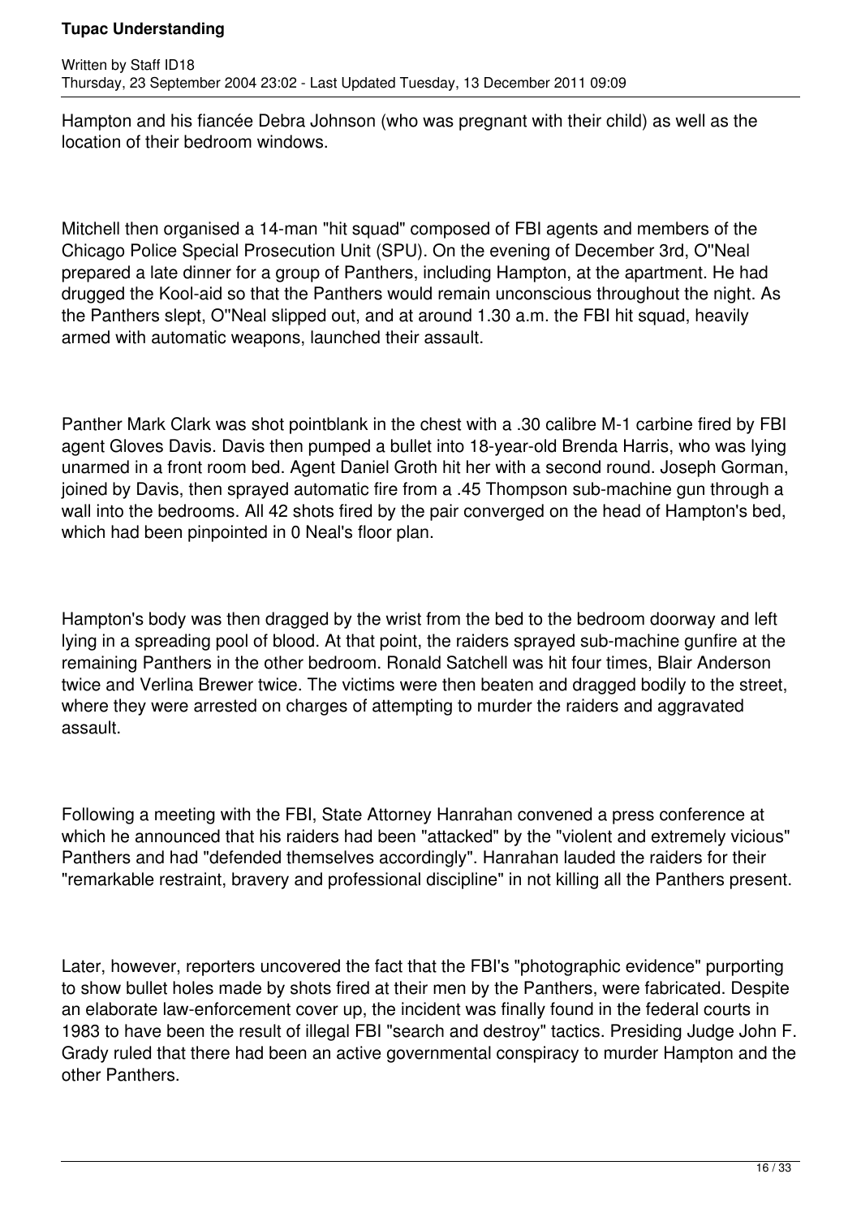Hampton and his fiancée Debra Johnson (who was pregnant with their child) as well as the location of their bedroom windows.

Mitchell then organised a 14-man "hit squad" composed of FBI agents and members of the Chicago Police Special Prosecution Unit (SPU). On the evening of December 3rd, O''Neal prepared a late dinner for a group of Panthers, including Hampton, at the apartment. He had drugged the Kool-aid so that the Panthers would remain unconscious throughout the night. As the Panthers slept, O''Neal slipped out, and at around 1.30 a.m. the FBI hit squad, heavily armed with automatic weapons, launched their assault.

Panther Mark Clark was shot pointblank in the chest with a .30 calibre M-1 carbine fired by FBI agent Gloves Davis. Davis then pumped a bullet into 18-year-old Brenda Harris, who was lying unarmed in a front room bed. Agent Daniel Groth hit her with a second round. Joseph Gorman, joined by Davis, then sprayed automatic fire from a .45 Thompson sub-machine gun through a wall into the bedrooms. All 42 shots fired by the pair converged on the head of Hampton's bed, which had been pinpointed in 0 Neal's floor plan.

Hampton's body was then dragged by the wrist from the bed to the bedroom doorway and left lying in a spreading pool of blood. At that point, the raiders sprayed sub-machine gunfire at the remaining Panthers in the other bedroom. Ronald Satchell was hit four times, Blair Anderson twice and Verlina Brewer twice. The victims were then beaten and dragged bodily to the street, where they were arrested on charges of attempting to murder the raiders and aggravated assault.

Following a meeting with the FBI, State Attorney Hanrahan convened a press conference at which he announced that his raiders had been "attacked" by the "violent and extremely vicious" Panthers and had "defended themselves accordingly". Hanrahan lauded the raiders for their "remarkable restraint, bravery and professional discipline" in not killing all the Panthers present.

Later, however, reporters uncovered the fact that the FBI's "photographic evidence" purporting to show bullet holes made by shots fired at their men by the Panthers, were fabricated. Despite an elaborate law-enforcement cover up, the incident was finally found in the federal courts in 1983 to have been the result of illegal FBI "search and destroy" tactics. Presiding Judge John F. Grady ruled that there had been an active governmental conspiracy to murder Hampton and the other Panthers.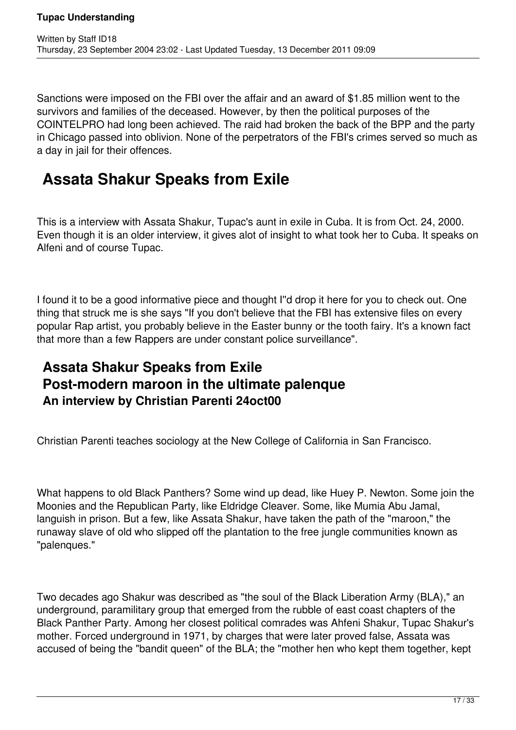Sanctions were imposed on the FBI over the affair and an award of $1.85 million went to the survivors and families of the deceased. However, by then the political purposes of the COINTELPRO had long been achieved. The raid had broken the back of the BPP and the party in Chicago passed into oblivion. None of the perpetrators of the FBI's crimes served so much as a day in jail for their offences.

# Assata Shakur Speaks from Exile

This is a interview with Assata Shakur, Tupac's aunt in exile in Cuba. It is from Oct. 24, 2000. Even though it is an older interview, it gives alot of insight to what took her to Cuba. It speaks on Alfeni and of course Tupac.

I found it to be a good informative piece and thought I"d drop it here for you to check out. One thing that struck me is she says "If you don't believe that the FBI has extensive files on every popular Rap artist, you probably believe in the Easter bunny or the tooth fairy. It's a known fact that more than a few Rappers are under constant police surveillance".

## Assata Shakur Speaks from Exile
## Post-modern maroon in the ultimate palenque
### An interview by Christian Parenti 24oct00

Christian Parenti teaches sociology at the New College of California in San Francisco.

What happens to old Black Panthers? Some wind up dead, like Huey P. Newton. Some join the Moonies and the Republican Party, like Eldridge Cleaver. Some, like Mumia Abu Jamal, languish in prison. But a few, like Assata Shakur, have taken the path of the "maroon," the runaway slave of old who slipped off the plantation to the free jungle communities known as "palenques."

Two decades ago Shakur was described as "the soul of the Black Liberation Army (BLA)," an underground, paramilitary group that emerged from the rubble of east coast chapters of the Black Panther Party. Among her closest political comrades was Ahfeni Shakur, Tupac Shakur's mother. Forced underground in 1971, by charges that were later proved false, Assata was accused of being the "bandit queen" of the BLA; the "mother hen who kept them together, kept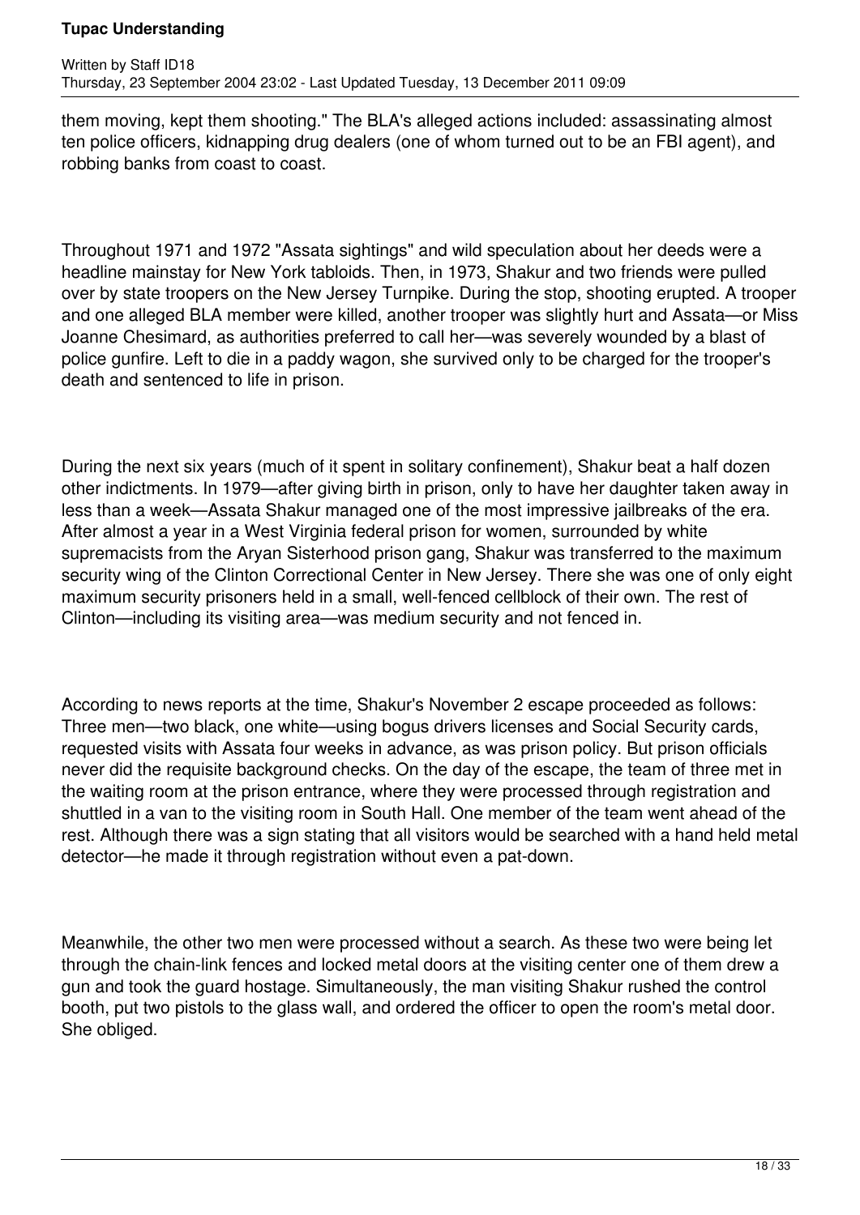them moving, kept them shooting." The BLA's alleged actions included: assassinating almost ten police officers, kidnapping drug dealers (one of whom turned out to be an FBI agent), and robbing banks from coast to coast.

Throughout 1971 and 1972 "Assata sightings" and wild speculation about her deeds were a headline mainstay for New York tabloids. Then, in 1973, Shakur and two friends were pulled over by state troopers on the New Jersey Turnpike. During the stop, shooting erupted. A trooper and one alleged BLA member were killed, another trooper was slightly hurt and Assata—or Miss Joanne Chesimard, as authorities preferred to call her—was severely wounded by a blast of police gunfire. Left to die in a paddy wagon, she survived only to be charged for the trooper's death and sentenced to life in prison.

During the next six years (much of it spent in solitary confinement), Shakur beat a half dozen other indictments. In 1979—after giving birth in prison, only to have her daughter taken away in less than a week—Assata Shakur managed one of the most impressive jailbreaks of the era. After almost a year in a West Virginia federal prison for women, surrounded by white supremacists from the Aryan Sisterhood prison gang, Shakur was transferred to the maximum security wing of the Clinton Correctional Center in New Jersey. There she was one of only eight maximum security prisoners held in a small, well-fenced cellblock of their own. The rest of Clinton—including its visiting area—was medium security and not fenced in.

According to news reports at the time, Shakur's November 2 escape proceeded as follows: Three men—two black, one white—using bogus drivers licenses and Social Security cards, requested visits with Assata four weeks in advance, as was prison policy. But prison officials never did the requisite background checks. On the day of the escape, the team of three met in the waiting room at the prison entrance, where they were processed through registration and shuttled in a van to the visiting room in South Hall. One member of the team went ahead of the rest. Although there was a sign stating that all visitors would be searched with a hand held metal detector—he made it through registration without even a pat-down.

Meanwhile, the other two men were processed without a search. As these two were being let through the chain-link fences and locked metal doors at the visiting center one of them drew a gun and took the guard hostage. Simultaneously, the man visiting Shakur rushed the control booth, put two pistols to the glass wall, and ordered the officer to open the room's metal door. She obliged.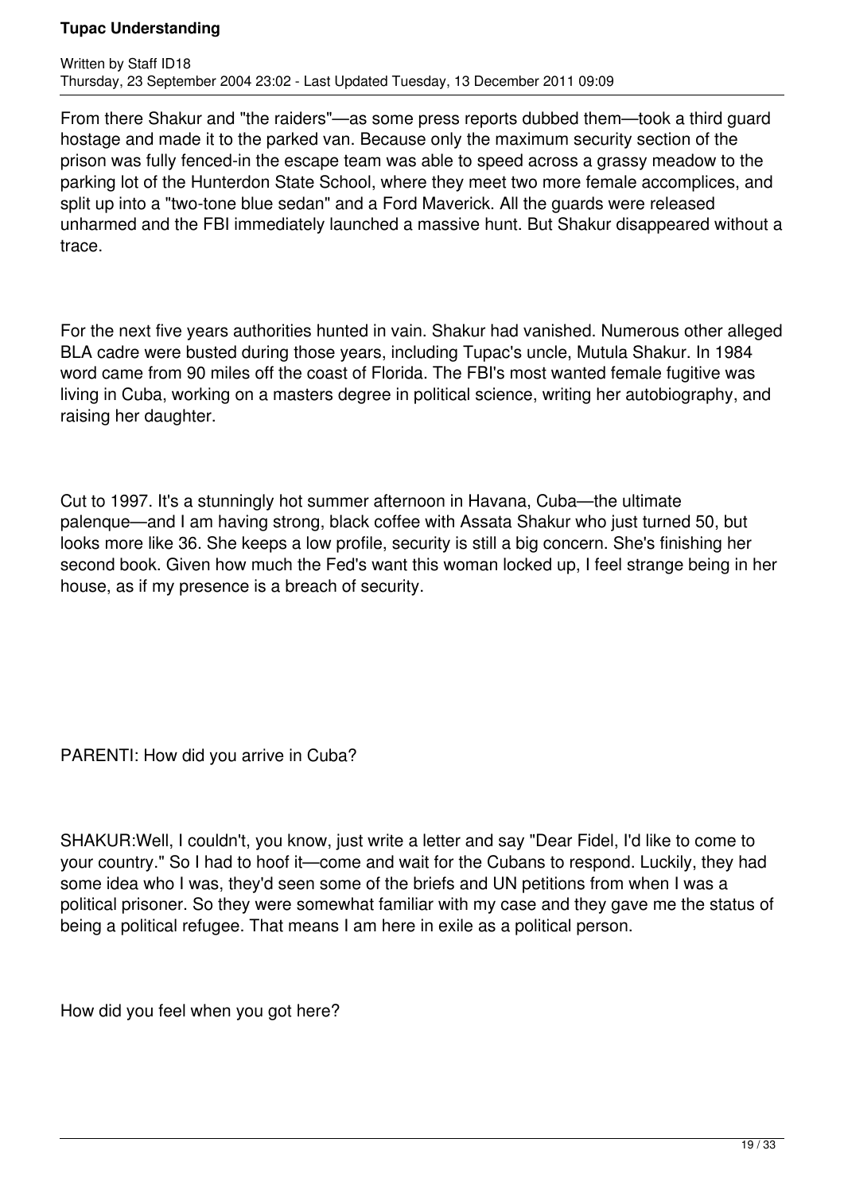From there Shakur and "the raiders"—as some press reports dubbed them—took a third guard hostage and made it to the parked van. Because only the maximum security section of the prison was fully fenced-in the escape team was able to speed across a grassy meadow to the parking lot of the Hunterdon State School, where they meet two more female accomplices, and split up into a "two-tone blue sedan" and a Ford Maverick. All the guards were released unharmed and the FBI immediately launched a massive hunt. But Shakur disappeared without a trace.

For the next five years authorities hunted in vain. Shakur had vanished. Numerous other alleged BLA cadre were busted during those years, including Tupac's uncle, Mutula Shakur. In 1984 word came from 90 miles off the coast of Florida. The FBI's most wanted female fugitive was living in Cuba, working on a masters degree in political science, writing her autobiography, and raising her daughter.

Cut to 1997. It's a stunningly hot summer afternoon in Havana, Cuba—the ultimate palenque—and I am having strong, black coffee with Assata Shakur who just turned 50, but looks more like 36. She keeps a low profile, security is still a big concern. She's finishing her second book. Given how much the Fed's want this woman locked up, I feel strange being in her house, as if my presence is a breach of security.

PARENTI: How did you arrive in Cuba?

SHAKUR:Well, I couldn't, you know, just write a letter and say "Dear Fidel, I'd like to come to your country." So I had to hoof it—come and wait for the Cubans to respond. Luckily, they had some idea who I was, they'd seen some of the briefs and UN petitions from when I was a political prisoner. So they were somewhat familiar with my case and they gave me the status of being a political refugee. That means I am here in exile as a political person.

How did you feel when you got here?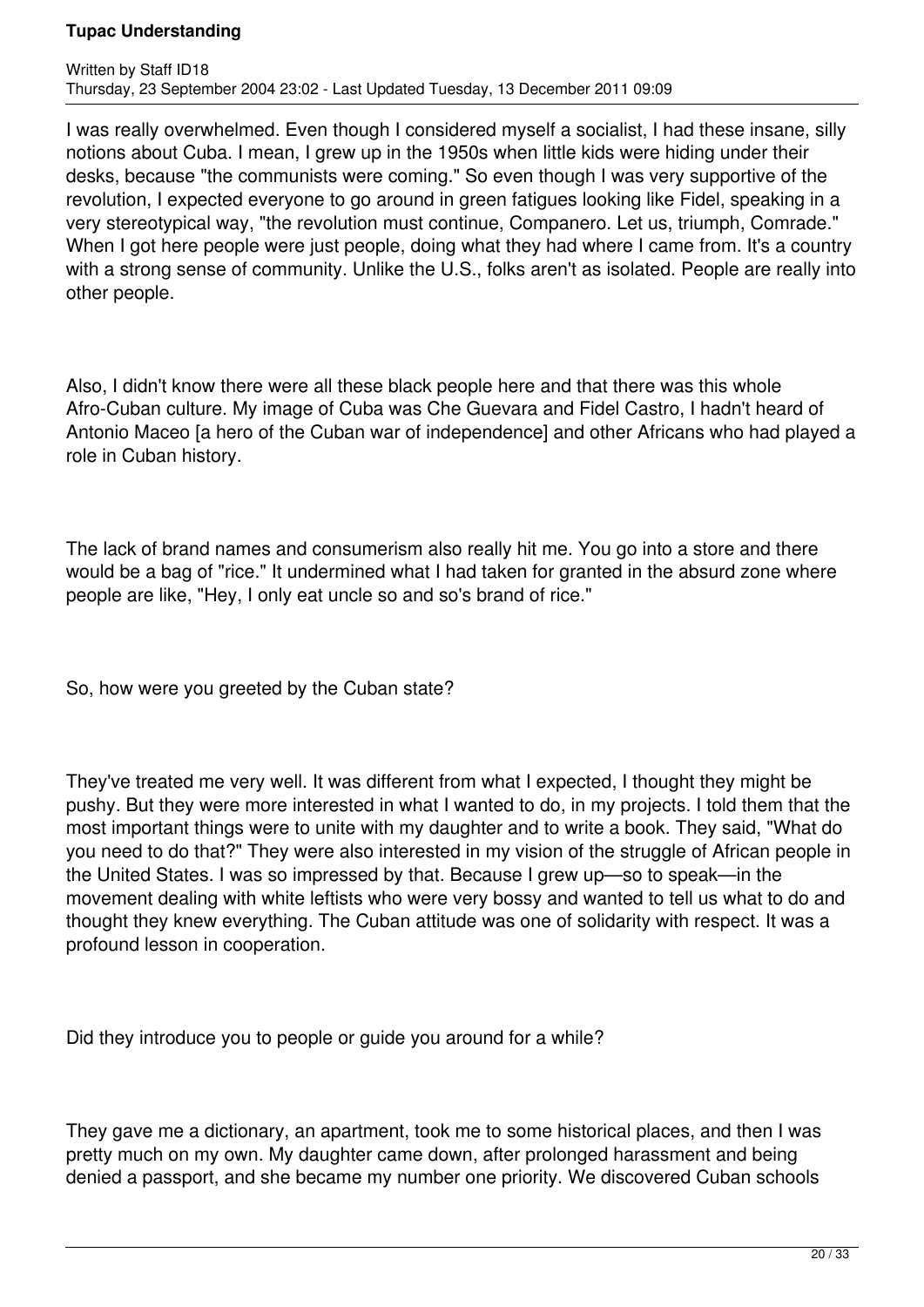I was really overwhelmed. Even though I considered myself a socialist, I had these insane, silly notions about Cuba. I mean, I grew up in the 1950s when little kids were hiding under their desks, because "the communists were coming." So even though I was very supportive of the revolution, I expected everyone to go around in green fatigues looking like Fidel, speaking in a very stereotypical way, "the revolution must continue, Companero. Let us, triumph, Comrade." When I got here people were just people, doing what they had where I came from. It's a country with a strong sense of community. Unlike the U.S., folks aren't as isolated. People are really into other people.

Also, I didn't know there were all these black people here and that there was this whole Afro-Cuban culture. My image of Cuba was Che Guevara and Fidel Castro, I hadn't heard of Antonio Maceo [a hero of the Cuban war of independence] and other Africans who had played a role in Cuban history.

The lack of brand names and consumerism also really hit me. You go into a store and there would be a bag of "rice." It undermined what I had taken for granted in the absurd zone where people are like, "Hey, I only eat uncle so and so's brand of rice."

So, how were you greeted by the Cuban state?

They've treated me very well. It was different from what I expected, I thought they might be pushy. But they were more interested in what I wanted to do, in my projects. I told them that the most important things were to unite with my daughter and to write a book. They said, "What do you need to do that?" They were also interested in my vision of the struggle of African people in the United States. I was so impressed by that. Because I grew up—so to speak—in the movement dealing with white leftists who were very bossy and wanted to tell us what to do and thought they knew everything. The Cuban attitude was one of solidarity with respect. It was a profound lesson in cooperation.

Did they introduce you to people or guide you around for a while?

They gave me a dictionary, an apartment, took me to some historical places, and then I was pretty much on my own. My daughter came down, after prolonged harassment and being denied a passport, and she became my number one priority. We discovered Cuban schools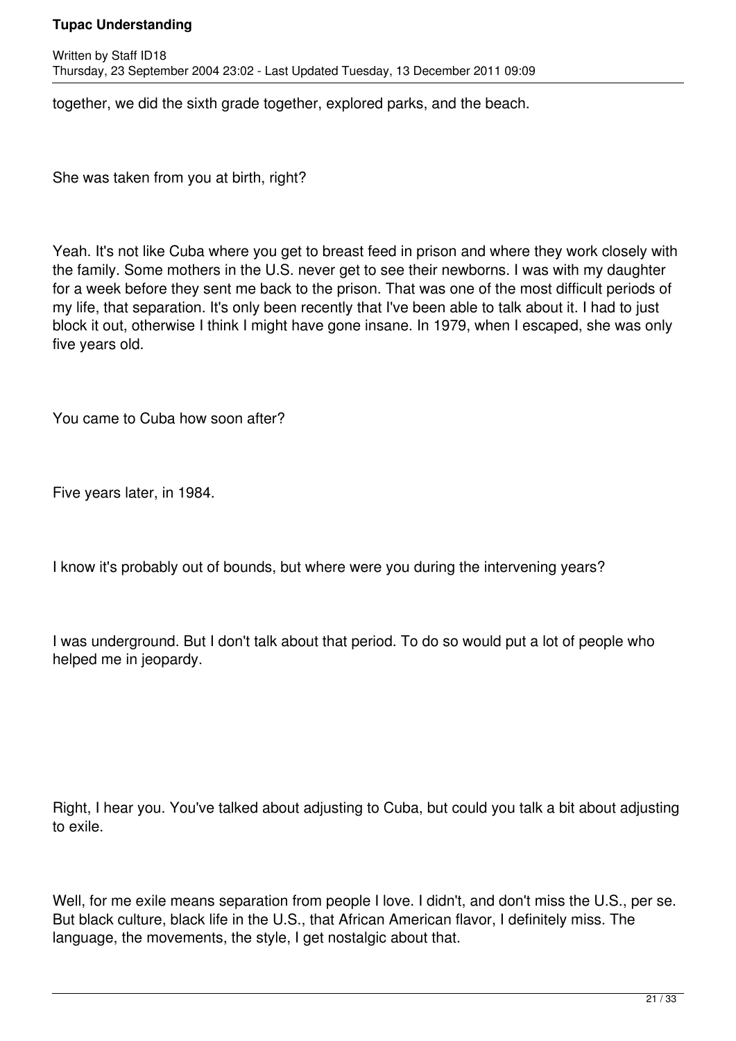together, we did the sixth grade together, explored parks, and the beach.

She was taken from you at birth, right?

Yeah. It's not like Cuba where you get to breast feed in prison and where they work closely with the family. Some mothers in the U.S. never get to see their newborns. I was with my daughter for a week before they sent me back to the prison. That was one of the most difficult periods of my life, that separation. It's only been recently that I've been able to talk about it. I had to just block it out, otherwise I think I might have gone insane. In 1979, when I escaped, she was only five years old.

You came to Cuba how soon after?

Five years later, in 1984.

I know it's probably out of bounds, but where were you during the intervening years?

I was underground. But I don't talk about that period. To do so would put a lot of people who helped me in jeopardy.

Right, I hear you. You've talked about adjusting to Cuba, but could you talk a bit about adjusting to exile.

Well, for me exile means separation from people I love. I didn't, and don't miss the U.S., per se. But black culture, black life in the U.S., that African American flavor, I definitely miss. The language, the movements, the style, I get nostalgic about that.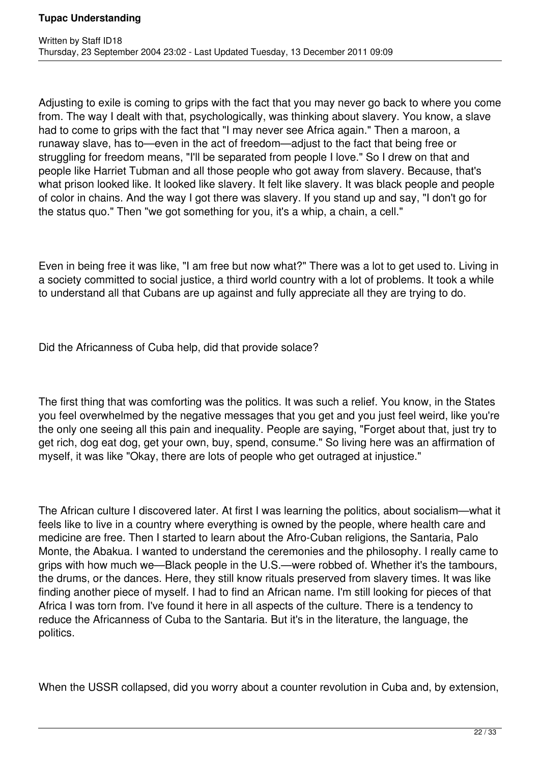Adjusting to exile is coming to grips with the fact that you may never go back to where you come from. The way I dealt with that, psychologically, was thinking about slavery. You know, a slave had to come to grips with the fact that "I may never see Africa again." Then a maroon, a runaway slave, has to—even in the act of freedom—adjust to the fact that being free or struggling for freedom means, "I'll be separated from people I love." So I drew on that and people like Harriet Tubman and all those people who got away from slavery. Because, that's what prison looked like. It looked like slavery. It felt like slavery. It was black people and people of color in chains. And the way I got there was slavery. If you stand up and say, "I don't go for the status quo." Then "we got something for you, it's a whip, a chain, a cell."

Even in being free it was like, "I am free but now what?" There was a lot to get used to. Living in a society committed to social justice, a third world country with a lot of problems. It took a while to understand all that Cubans are up against and fully appreciate all they are trying to do.

Did the Africanness of Cuba help, did that provide solace?

The first thing that was comforting was the politics. It was such a relief. You know, in the States you feel overwhelmed by the negative messages that you get and you just feel weird, like you're the only one seeing all this pain and inequality. People are saying, "Forget about that, just try to get rich, dog eat dog, get your own, buy, spend, consume." So living here was an affirmation of myself, it was like "Okay, there are lots of people who get outraged at injustice."

The African culture I discovered later. At first I was learning the politics, about socialism—what it feels like to live in a country where everything is owned by the people, where health care and medicine are free. Then I started to learn about the Afro-Cuban religions, the Santaria, Palo Monte, the Abakua. I wanted to understand the ceremonies and the philosophy. I really came to grips with how much we—Black people in the U.S.—were robbed of. Whether it's the tambours, the drums, or the dances. Here, they still know rituals preserved from slavery times. It was like finding another piece of myself. I had to find an African name. I'm still looking for pieces of that Africa I was torn from. I've found it here in all aspects of the culture. There is a tendency to reduce the Africanness of Cuba to the Santaria. But it's in the literature, the language, the politics.

When the USSR collapsed, did you worry about a counter revolution in Cuba and, by extension,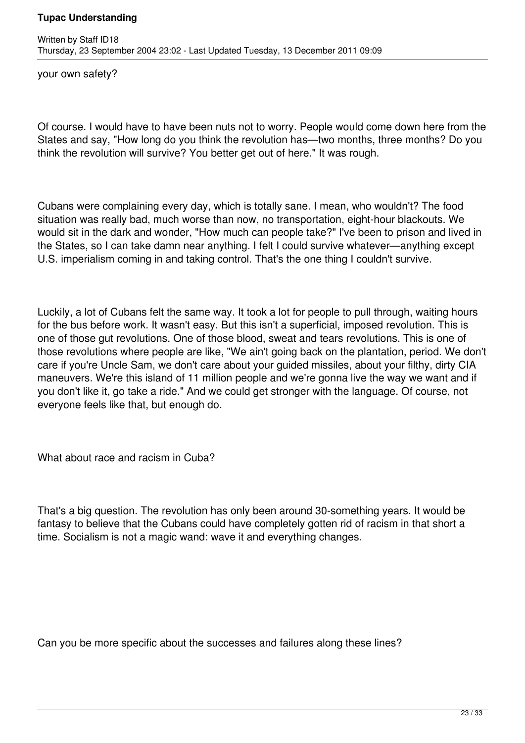your own safety?

Of course. I would have to have been nuts not to worry. People would come down here from the States and say, "How long do you think the revolution has—two months, three months? Do you think the revolution will survive? You better get out of here." It was rough.

Cubans were complaining every day, which is totally sane. I mean, who wouldn't? The food situation was really bad, much worse than now, no transportation, eight-hour blackouts. We would sit in the dark and wonder, "How much can people take?" I've been to prison and lived in the States, so I can take damn near anything. I felt I could survive whatever—anything except U.S. imperialism coming in and taking control. That's the one thing I couldn't survive.

Luckily, a lot of Cubans felt the same way. It took a lot for people to pull through, waiting hours for the bus before work. It wasn't easy. But this isn't a superficial, imposed revolution. This is one of those gut revolutions. One of those blood, sweat and tears revolutions. This is one of those revolutions where people are like, "We ain't going back on the plantation, period. We don't care if you're Uncle Sam, we don't care about your guided missiles, about your filthy, dirty CIA maneuvers. We're this island of 11 million people and we're gonna live the way we want and if you don't like it, go take a ride." And we could get stronger with the language. Of course, not everyone feels like that, but enough do.

What about race and racism in Cuba?

That's a big question. The revolution has only been around 30-something years. It would be fantasy to believe that the Cubans could have completely gotten rid of racism in that short a time. Socialism is not a magic wand: wave it and everything changes.

Can you be more specific about the successes and failures along these lines?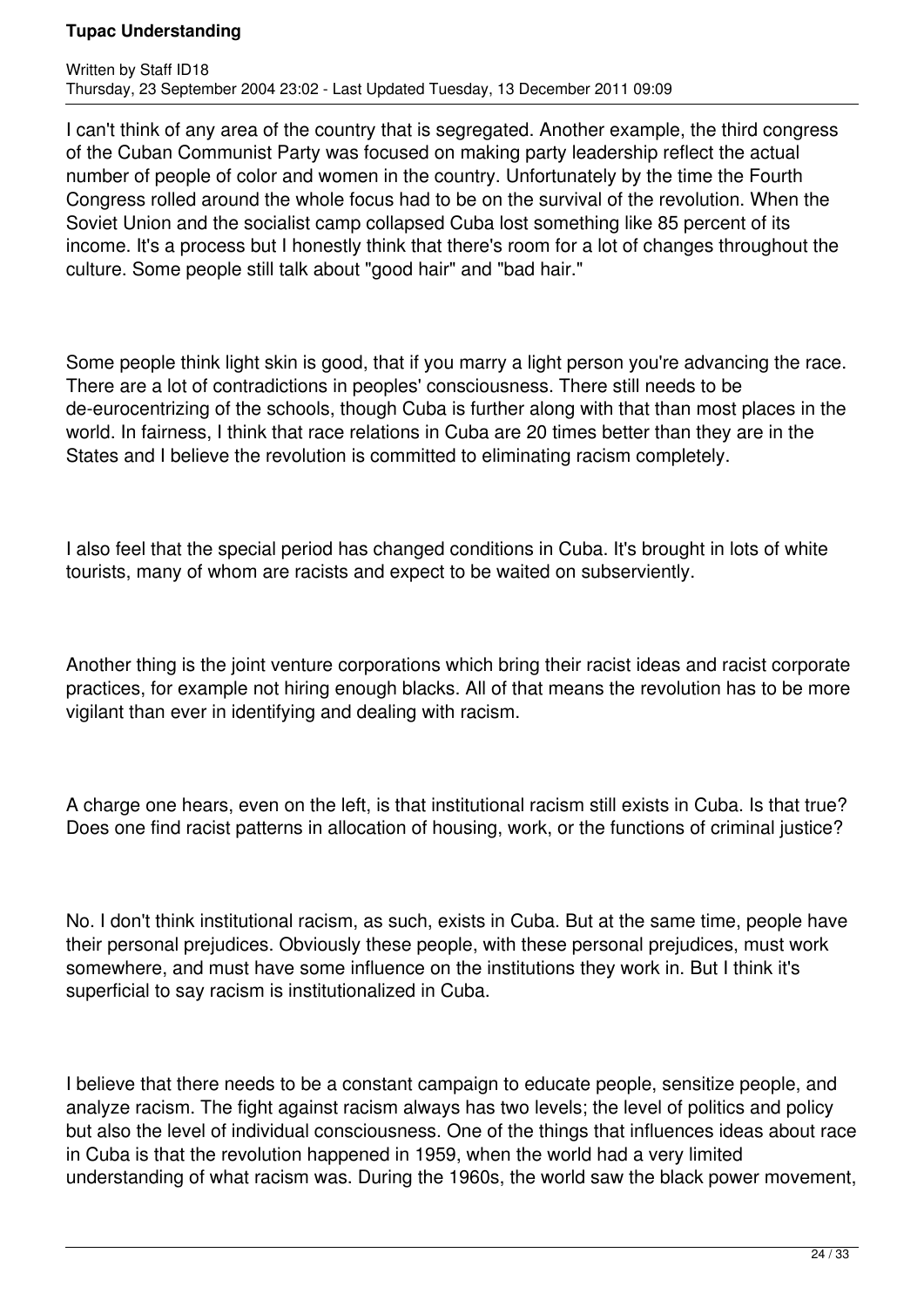I can't think of any area of the country that is segregated. Another example, the third congress of the Cuban Communist Party was focused on making party leadership reflect the actual number of people of color and women in the country. Unfortunately by the time the Fourth Congress rolled around the whole focus had to be on the survival of the revolution. When the Soviet Union and the socialist camp collapsed Cuba lost something like 85 percent of its income. It's a process but I honestly think that there's room for a lot of changes throughout the culture. Some people still talk about "good hair" and "bad hair."

Some people think light skin is good, that if you marry a light person you're advancing the race. There are a lot of contradictions in peoples' consciousness. There still needs to be de-eurocentrizing of the schools, though Cuba is further along with that than most places in the world. In fairness, I think that race relations in Cuba are 20 times better than they are in the States and I believe the revolution is committed to eliminating racism completely.

I also feel that the special period has changed conditions in Cuba. It's brought in lots of white tourists, many of whom are racists and expect to be waited on subserviently.

Another thing is the joint venture corporations which bring their racist ideas and racist corporate practices, for example not hiring enough blacks. All of that means the revolution has to be more vigilant than ever in identifying and dealing with racism.

A charge one hears, even on the left, is that institutional racism still exists in Cuba. Is that true? Does one find racist patterns in allocation of housing, work, or the functions of criminal justice?

No. I don't think institutional racism, as such, exists in Cuba. But at the same time, people have their personal prejudices. Obviously these people, with these personal prejudices, must work somewhere, and must have some influence on the institutions they work in. But I think it's superficial to say racism is institutionalized in Cuba.

I believe that there needs to be a constant campaign to educate people, sensitize people, and analyze racism. The fight against racism always has two levels; the level of politics and policy but also the level of individual consciousness. One of the things that influences ideas about race in Cuba is that the revolution happened in 1959, when the world had a very limited understanding of what racism was. During the 1960s, the world saw the black power movement,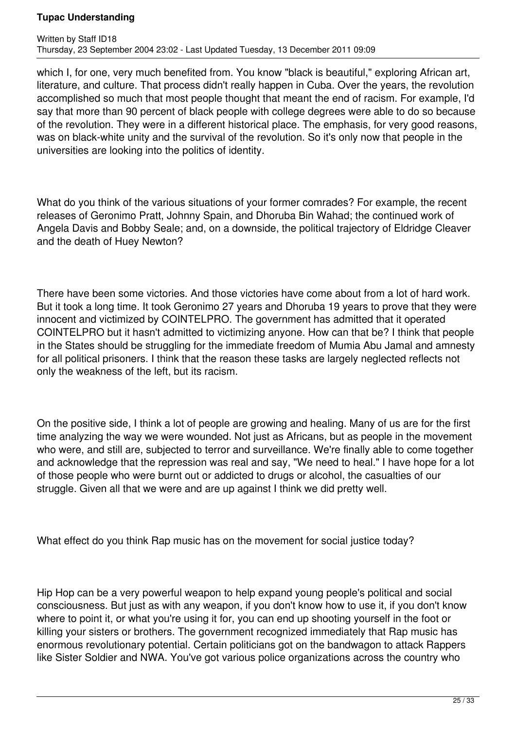which I, for one, very much benefited from. You know "black is beautiful," exploring African art, literature, and culture. That process didn't really happen in Cuba. Over the years, the revolution accomplished so much that most people thought that meant the end of racism. For example, I'd say that more than 90 percent of black people with college degrees were able to do so because of the revolution. They were in a different historical place. The emphasis, for very good reasons, was on black-white unity and the survival of the revolution. So it's only now that people in the universities are looking into the politics of identity.

What do you think of the various situations of your former comrades? For example, the recent releases of Geronimo Pratt, Johnny Spain, and Dhoruba Bin Wahad; the continued work of Angela Davis and Bobby Seale; and, on a downside, the political trajectory of Eldridge Cleaver and the death of Huey Newton?

There have been some victories. And those victories have come about from a lot of hard work. But it took a long time. It took Geronimo 27 years and Dhoruba 19 years to prove that they were innocent and victimized by COINTELPRO. The government has admitted that it operated COINTELPRO but it hasn't admitted to victimizing anyone. How can that be? I think that people in the States should be struggling for the immediate freedom of Mumia Abu Jamal and amnesty for all political prisoners. I think that the reason these tasks are largely neglected reflects not only the weakness of the left, but its racism.

On the positive side, I think a lot of people are growing and healing. Many of us are for the first time analyzing the way we were wounded. Not just as Africans, but as people in the movement who were, and still are, subjected to terror and surveillance. We're finally able to come together and acknowledge that the repression was real and say, "We need to heal." I have hope for a lot of those people who were burnt out or addicted to drugs or alcohol, the casualties of our struggle. Given all that we were and are up against I think we did pretty well.

What effect do you think Rap music has on the movement for social justice today?

Hip Hop can be a very powerful weapon to help expand young people's political and social consciousness. But just as with any weapon, if you don't know how to use it, if you don't know where to point it, or what you're using it for, you can end up shooting yourself in the foot or killing your sisters or brothers. The government recognized immediately that Rap music has enormous revolutionary potential. Certain politicians got on the bandwagon to attack Rappers like Sister Soldier and NWA. You've got various police organizations across the country who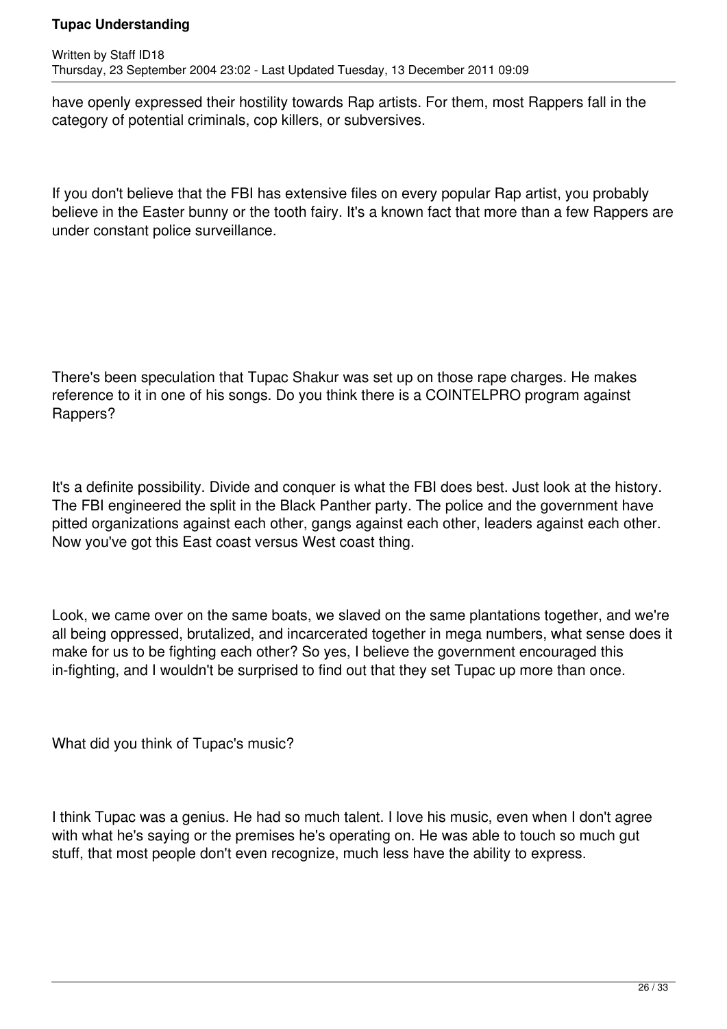have openly expressed their hostility towards Rap artists. For them, most Rappers fall in the category of potential criminals, cop killers, or subversives.

If you don't believe that the FBI has extensive files on every popular Rap artist, you probably believe in the Easter bunny or the tooth fairy. It's a known fact that more than a few Rappers are under constant police surveillance.

There's been speculation that Tupac Shakur was set up on those rape charges. He makes reference to it in one of his songs. Do you think there is a COINTELPRO program against Rappers?

It's a definite possibility. Divide and conquer is what the FBI does best. Just look at the history. The FBI engineered the split in the Black Panther party. The police and the government have pitted organizations against each other, gangs against each other, leaders against each other. Now you've got this East coast versus West coast thing.

Look, we came over on the same boats, we slaved on the same plantations together, and we're all being oppressed, brutalized, and incarcerated together in mega numbers, what sense does it make for us to be fighting each other? So yes, I believe the government encouraged this in-fighting, and I wouldn't be surprised to find out that they set Tupac up more than once.

What did you think of Tupac's music?

I think Tupac was a genius. He had so much talent. I love his music, even when I don't agree with what he's saying or the premises he's operating on. He was able to touch so much gut stuff, that most people don't even recognize, much less have the ability to express.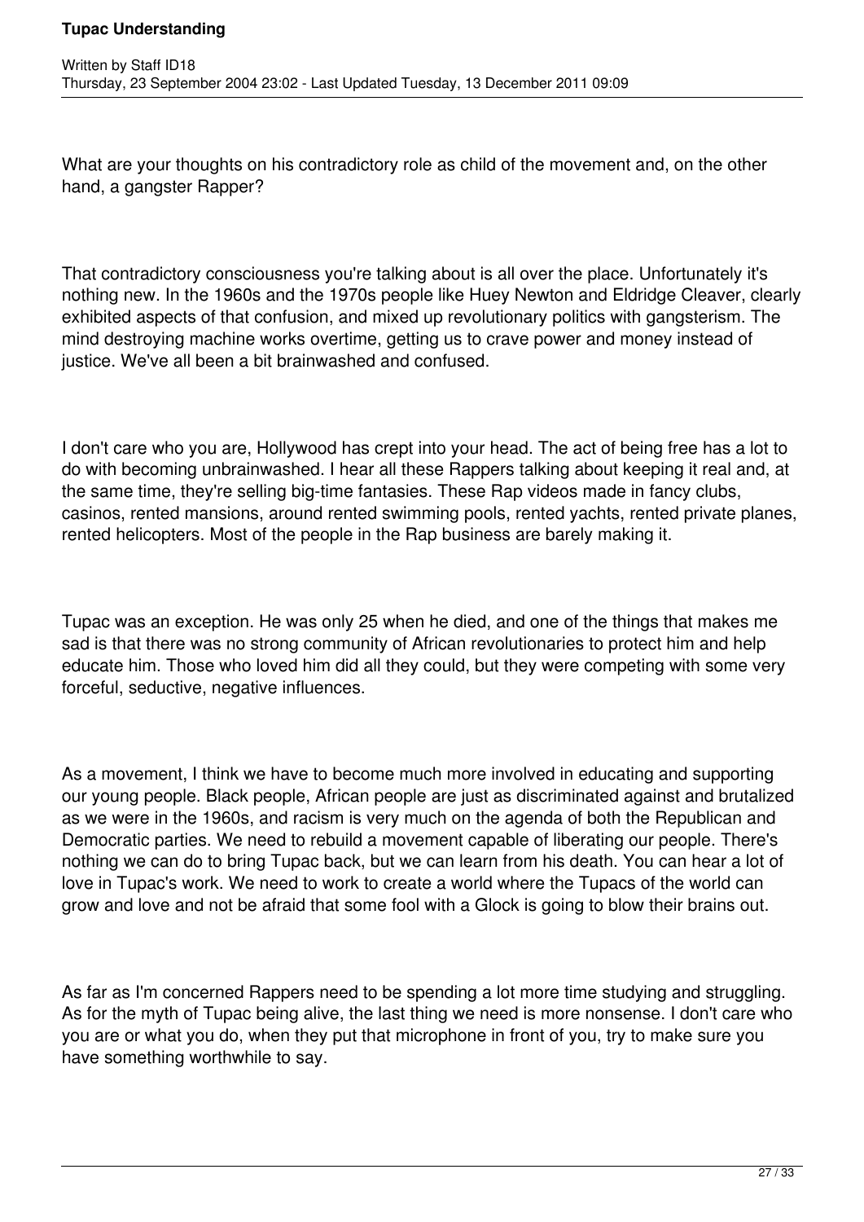What are your thoughts on his contradictory role as child of the movement and, on the other hand, a gangster Rapper?

That contradictory consciousness you're talking about is all over the place. Unfortunately it's nothing new. In the 1960s and the 1970s people like Huey Newton and Eldridge Cleaver, clearly exhibited aspects of that confusion, and mixed up revolutionary politics with gangsterism. The mind destroying machine works overtime, getting us to crave power and money instead of justice. We've all been a bit brainwashed and confused.

I don't care who you are, Hollywood has crept into your head. The act of being free has a lot to do with becoming unbrainwashed. I hear all these Rappers talking about keeping it real and, at the same time, they're selling big-time fantasies. These Rap videos made in fancy clubs, casinos, rented mansions, around rented swimming pools, rented yachts, rented private planes, rented helicopters. Most of the people in the Rap business are barely making it.

Tupac was an exception. He was only 25 when he died, and one of the things that makes me sad is that there was no strong community of African revolutionaries to protect him and help educate him. Those who loved him did all they could, but they were competing with some very forceful, seductive, negative influences.

As a movement, I think we have to become much more involved in educating and supporting our young people. Black people, African people are just as discriminated against and brutalized as we were in the 1960s, and racism is very much on the agenda of both the Republican and Democratic parties. We need to rebuild a movement capable of liberating our people. There's nothing we can do to bring Tupac back, but we can learn from his death. You can hear a lot of love in Tupac's work. We need to work to create a world where the Tupacs of the world can grow and love and not be afraid that some fool with a Glock is going to blow their brains out.

As far as I'm concerned Rappers need to be spending a lot more time studying and struggling. As for the myth of Tupac being alive, the last thing we need is more nonsense. I don't care who you are or what you do, when they put that microphone in front of you, try to make sure you have something worthwhile to say.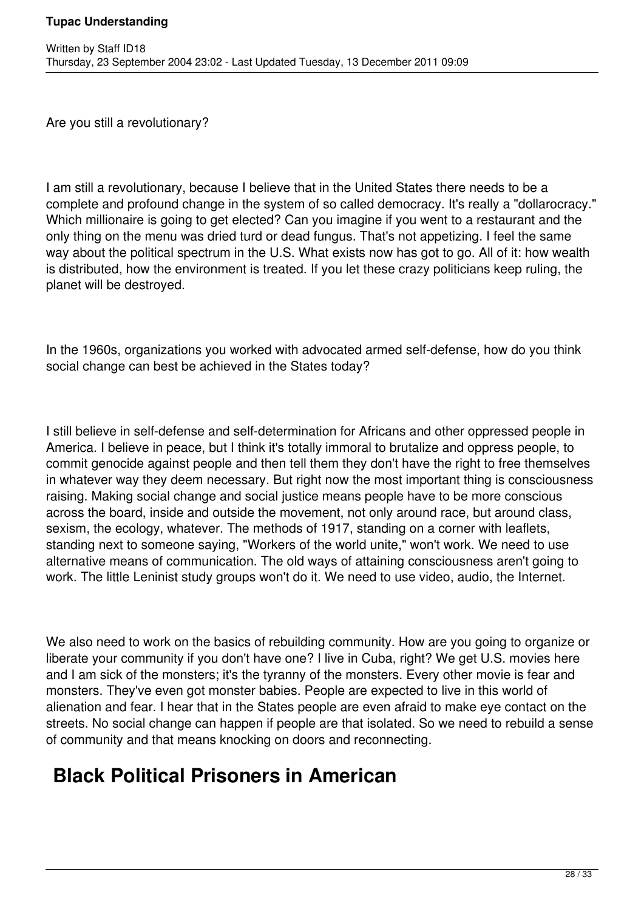Are you still a revolutionary?

I am still a revolutionary, because I believe that in the United States there needs to be a complete and profound change in the system of so called democracy. It's really a "dollarocracy." Which millionaire is going to get elected? Can you imagine if you went to a restaurant and the only thing on the menu was dried turd or dead fungus. That's not appetizing. I feel the same way about the political spectrum in the U.S. What exists now has got to go. All of it: how wealth is distributed, how the environment is treated. If you let these crazy politicians keep ruling, the planet will be destroyed.

In the 1960s, organizations you worked with advocated armed self-defense, how do you think social change can best be achieved in the States today?

I still believe in self-defense and self-determination for Africans and other oppressed people in America. I believe in peace, but I think it's totally immoral to brutalize and oppress people, to commit genocide against people and then tell them they don't have the right to free themselves in whatever way they deem necessary. But right now the most important thing is consciousness raising. Making social change and social justice means people have to be more conscious across the board, inside and outside the movement, not only around race, but around class, sexism, the ecology, whatever. The methods of 1917, standing on a corner with leaflets, standing next to someone saying, "Workers of the world unite," won't work. We need to use alternative means of communication. The old ways of attaining consciousness aren't going to work. The little Leninist study groups won't do it. We need to use video, audio, the Internet.

We also need to work on the basics of rebuilding community. How are you going to organize or liberate your community if you don't have one? I live in Cuba, right? We get U.S. movies here and I am sick of the monsters; it's the tyranny of the monsters. Every other movie is fear and monsters. They've even got monster babies. People are expected to live in this world of alienation and fear. I hear that in the States people are even afraid to make eye contact on the streets. No social change can happen if people are that isolated. So we need to rebuild a sense of community and that means knocking on doors and reconnecting.

## Black Political Prisoners in American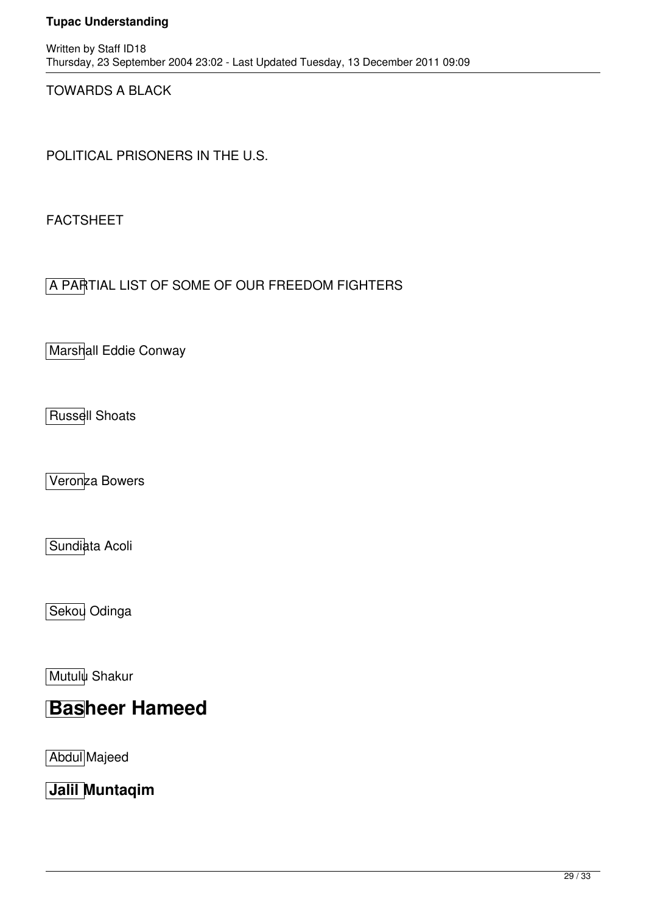TOWARDS A BLACK

POLITICAL PRISONERS IN THE U.S.

FACTSHEET

A PARTIAL LIST OF SOME OF OUR FREEDOM FIGHTERS

Marshall Eddie Conway

Russell Shoats

Veronza Bowers

Sundiata Acoli

Sekou Odinga

Mutulu Shakur

# Basheer Hameed

Abdul Majeed

## Jalil Muntaqim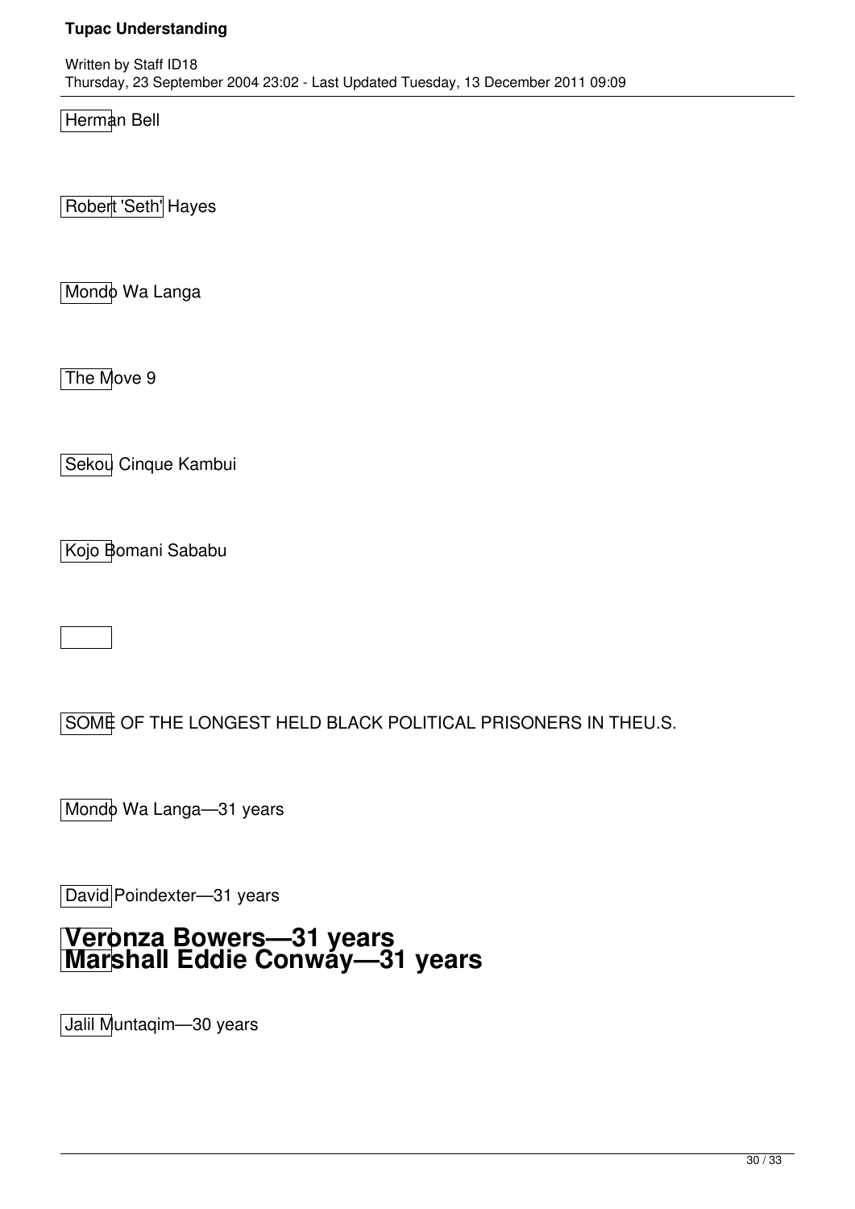Herman Bell

Robert 'Seth' Hayes

Mondo Wa Langa

The Move 9

Sekou Cinque Kambui

Kojo Bomani Sababu

SOME OF THE LONGEST HELD BLACK POLITICAL PRISONERS IN THEU.S.

Mondo Wa Langa—31 years

David Poindexter—31 years

# Veronza Bowers—31 years
# Marshall Eddie Conway—31 years

Jalil Muntaqim—30 years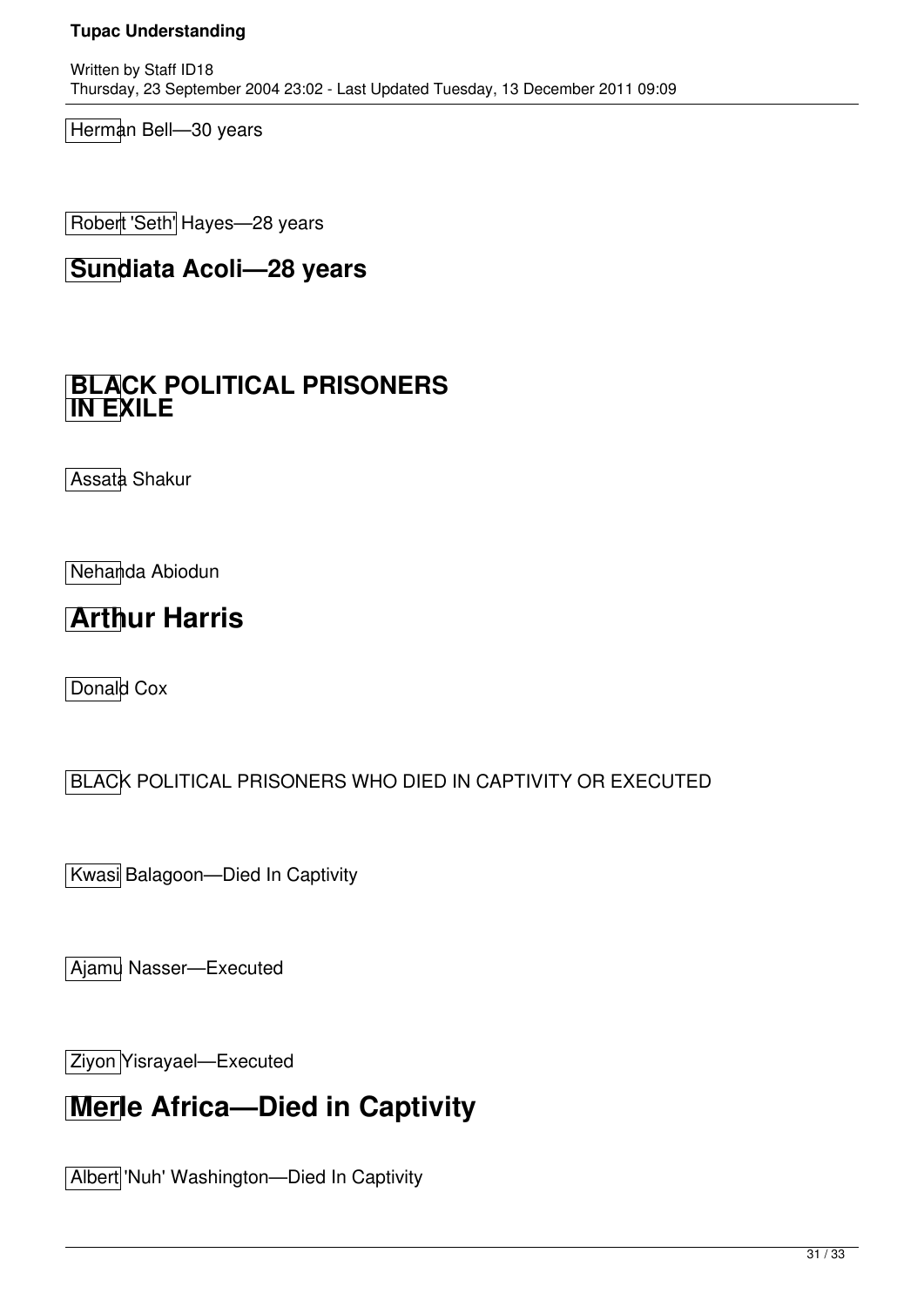Herman Bell—30 years

Robert 'Seth' Hayes—28 years

## Sundiata Acoli—28 years

## BLACK POLITICAL PRISONERS IN EXILE

Assata Shakur

Nehanda Abiodun

## Arthur Harris

Donald Cox

BLACK POLITICAL PRISONERS WHO DIED IN CAPTIVITY OR EXECUTED

Kwasi Balagoon—Died In Captivity

Ajamu Nasser—Executed

Ziyon Yisrayael—Executed

## Merle Africa—Died in Captivity

Albert 'Nuh' Washington—Died In Captivity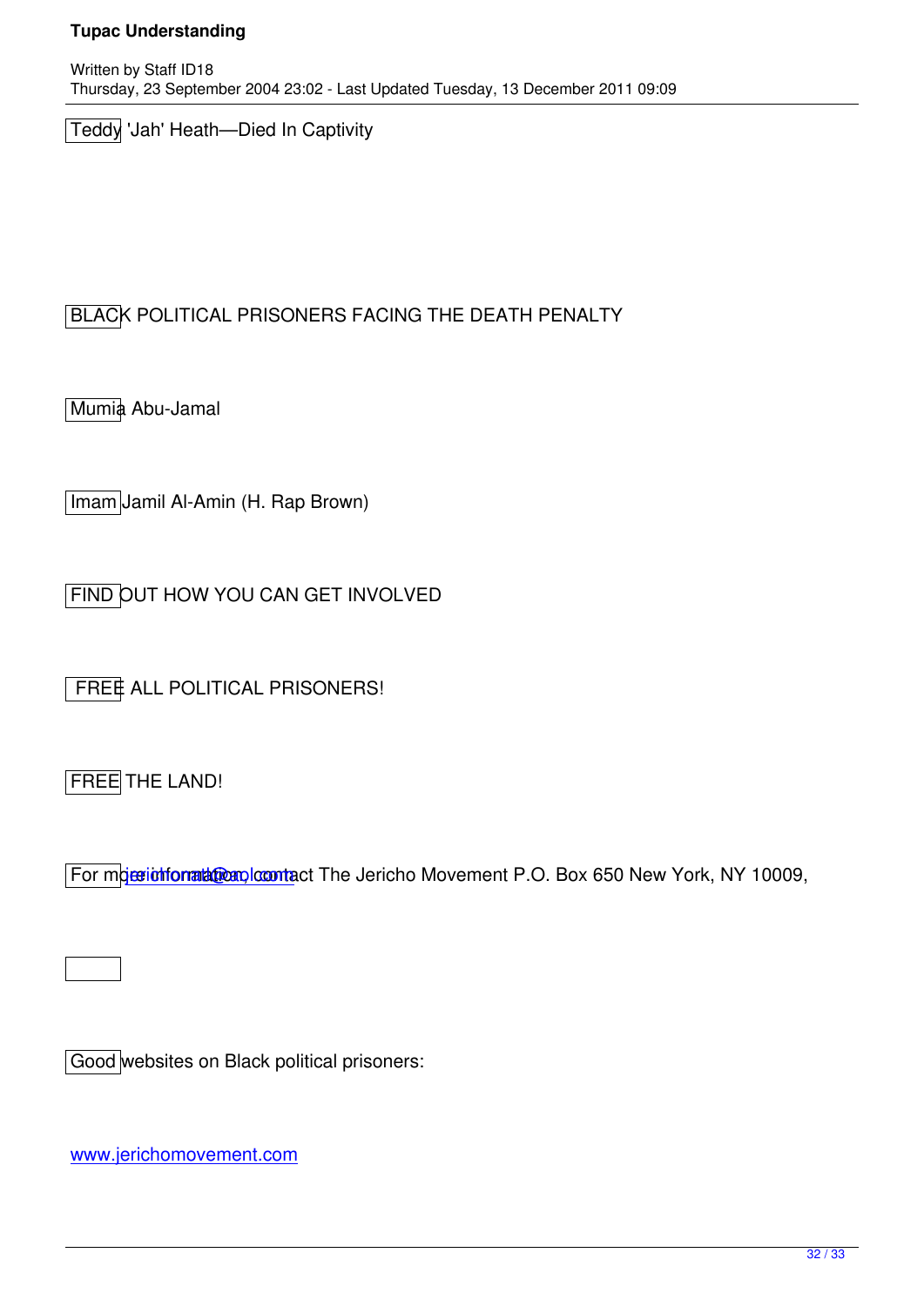Teddy 'Jah' Heath—Died In Captivity

BLACK POLITICAL PRISONERS FACING THE DEATH PENALTY

Mumia Abu-Jamal

Imam Jamil Al-Amin (H. Rap Brown)

FIND OUT HOW YOU CAN GET INVOLVED

FREE ALL POLITICAL PRISONERS!

FREE THE LAND!

For more information, contact The Jericho Movement P.O. Box 650 New York, NY 10009, jerichony@aol.com

Good websites on Black political prisoners:

www.jerichomovement.com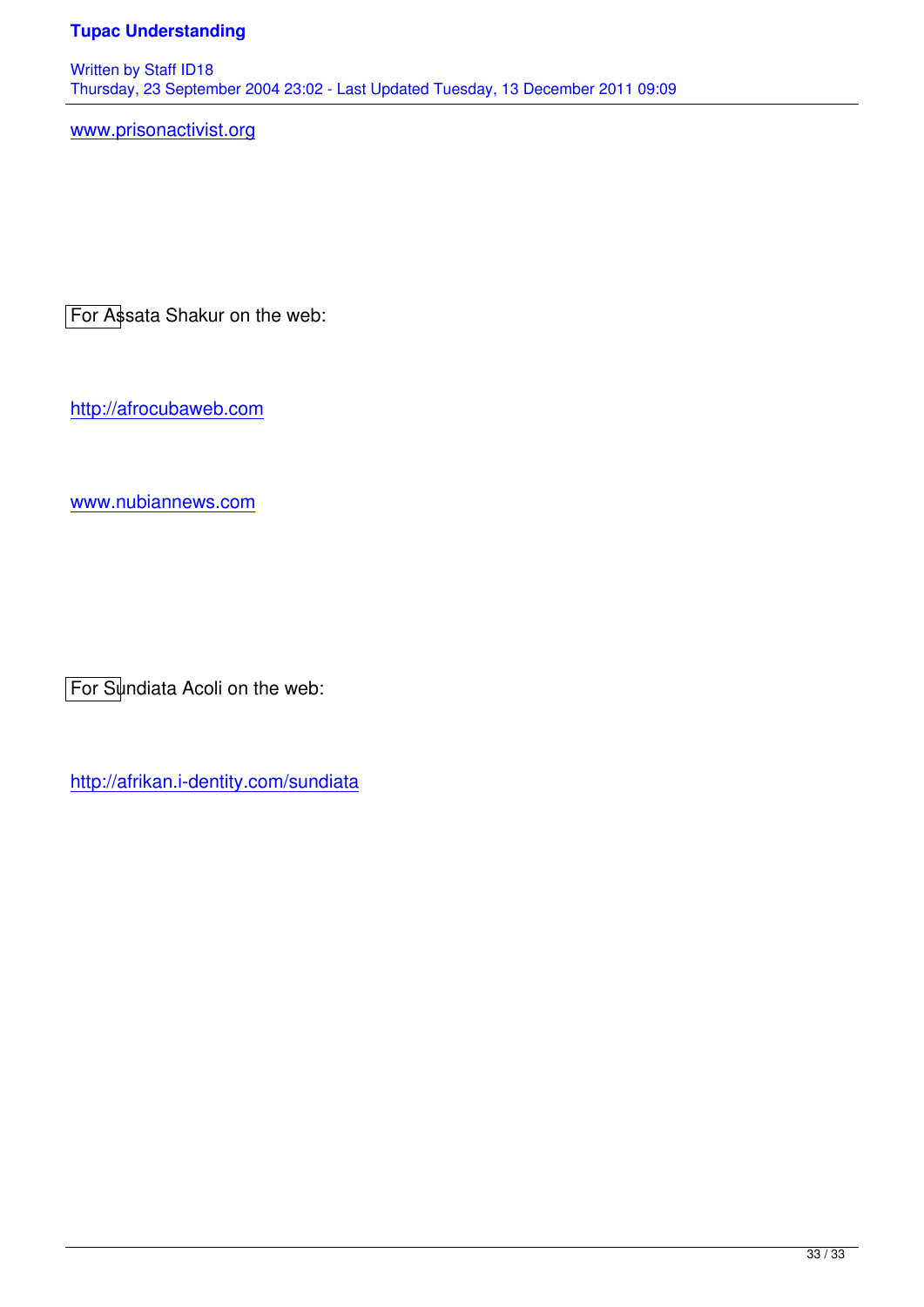www.prisonactivist.org

For Assata Shakur on the web:

http://afrocubaweb.com

www.nubiannews.com

For Sundiata Acoli on the web:

http://afrikan.i-dentity.com/sundiata